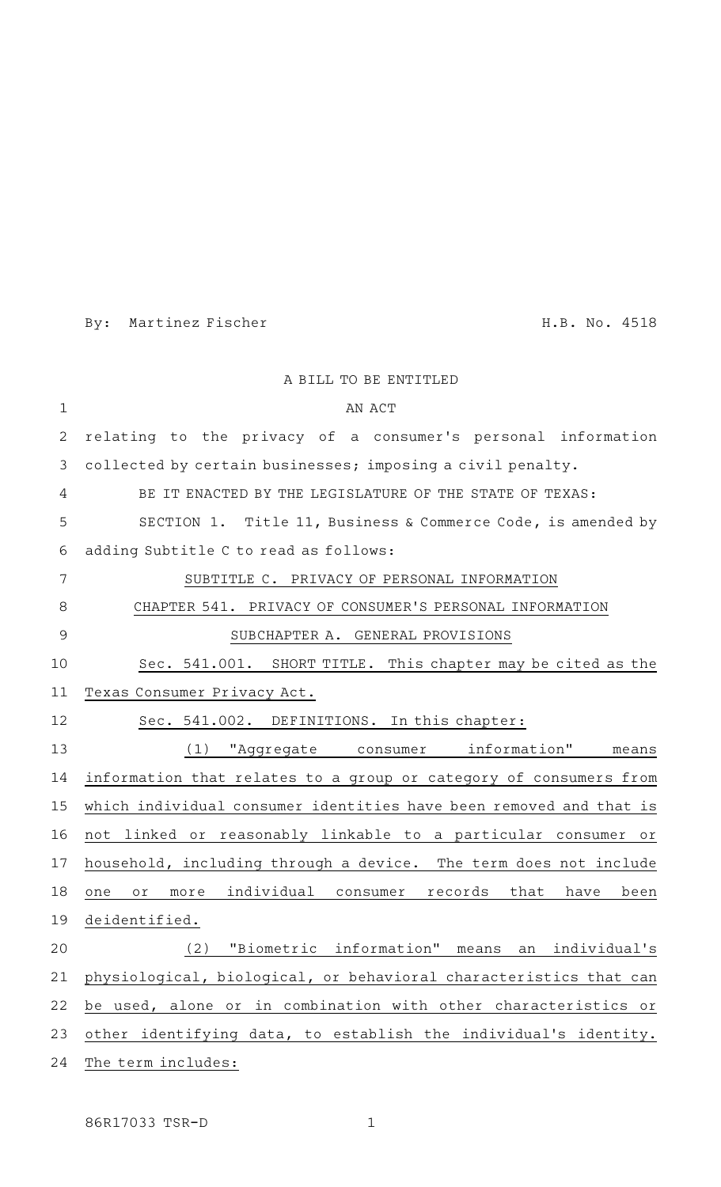By: Martinez Fischer H.B. No. 4518

A BILL TO BE ENTITLED

AN ACT

relating to the privacy of a consumer's personal information collected by certain businesses; imposing a civil penalty.

BE IT ENACTED BY THE LEGISLATURE OF THE STATE OF TEXAS:

SECTION 1. Title 11, Business & Commerce Code, is amended by adding Subtitle C to read as follows:

SUBTITLE C. PRIVACY OF PERSONAL INFORMATION

CHAPTER 541. PRIVACY OF CONSUMER'S PERSONAL INFORMATION

SUBCHAPTER A. GENERAL PROVISIONS

Sec. 541.001. SHORT TITLE. This chapter may be cited as the Texas Consumer Privacy Act.

Sec. 541.002. DEFINITIONS. In this chapter:

(1) "Aggregate consumer information" means information that relates to a group or category of consumers from which individual consumer identities have been removed and that is not linked or reasonably linkable to a particular consumer or household, including through a device. The term does not include one or more individual consumer records that have been deidentified.

(2) "Biometric information" means an individual's physiological, biological, or behavioral characteristics that can be used, alone or in combination with other characteristics or other identifying data, to establish the individual's identity. The term includes:

86R17033 TSR-D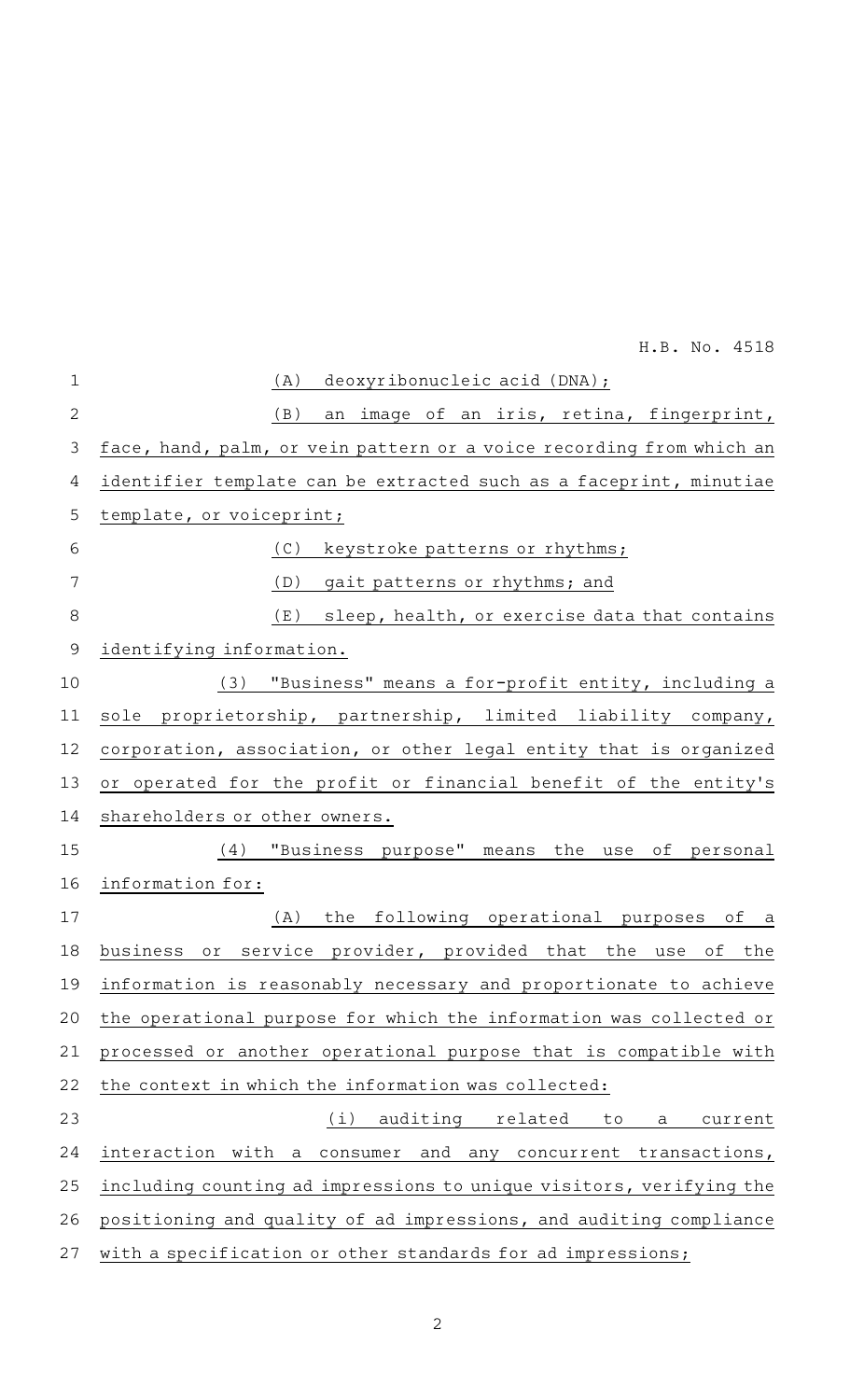(A) deoxyribonucleic acid (DNA);

(B) an image of an iris, retina, fingerprint, face, hand, palm, or vein pattern or a voice recording from which an identifier template can be extracted such as a faceprint, minutiae template, or voiceprint;

(C) keystroke patterns or rhythms;

(D) gait patterns or rhythms; and

(E) sleep, health, or exercise data that contains identifying information.

(3) "Business" means a for-profit entity, including a sole proprietorship, partnership, limited liability company, corporation, association, or other legal entity that is organized or operated for the profit or financial benefit of the entity's shareholders or other owners.

(4) "Business purpose" means the use of personal information for:

(A) the following operational purposes of a business or service provider, provided that the use of the information is reasonably necessary and proportionate to achieve the operational purpose for which the information was collected or processed or another operational purpose that is compatible with the context in which the information was collected:

(i) auditing related to a current interaction with a consumer and any concurrent transactions, including counting ad impressions to unique visitors, verifying the positioning and quality of ad impressions, and auditing compliance with a specification or other standards for ad impressions;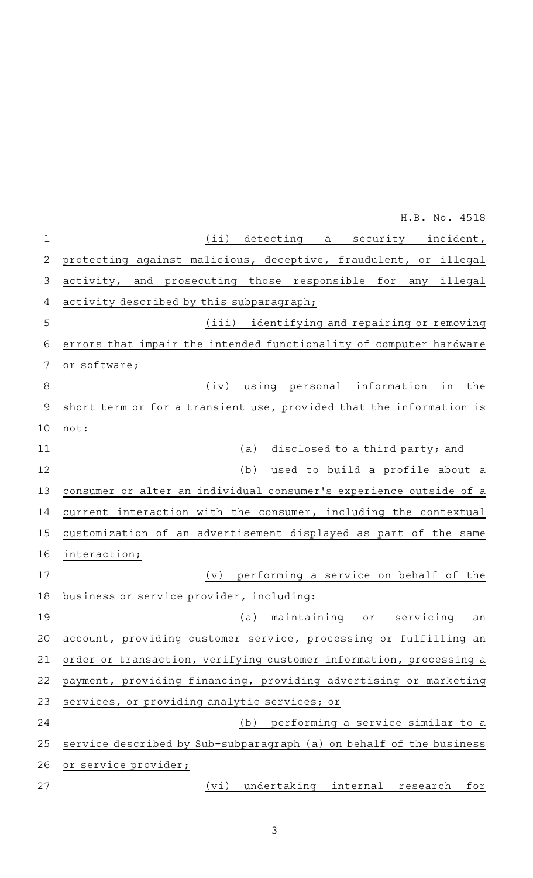(ii) detecting a security incident, protecting against malicious, deceptive, fraudulent, or illegal activity, and prosecuting those responsible for any illegal activity described by this subparagraph;

(iii) identifying and repairing or removing errors that impair the intended functionality of computer hardware or software;

(iv) using personal information in the short term or for a transient use, provided that the information is not:

(a) disclosed to a third party; and

(b) used to build a profile about a consumer or alter an individual consumer's experience outside of a current interaction with the consumer, including the contextual customization of an advertisement displayed as part of the same interaction;

(v) performing a service on behalf of the business or service provider, including:

(a) maintaining or servicing an account, providing customer service, processing or fulfilling an order or transaction, verifying customer information, processing a payment, providing financing, providing advertising or marketing services, or providing analytic services; or

(b) performing a service similar to a service described by Sub-subparagraph (a) on behalf of the business or service provider;

(vi) undertaking internal research for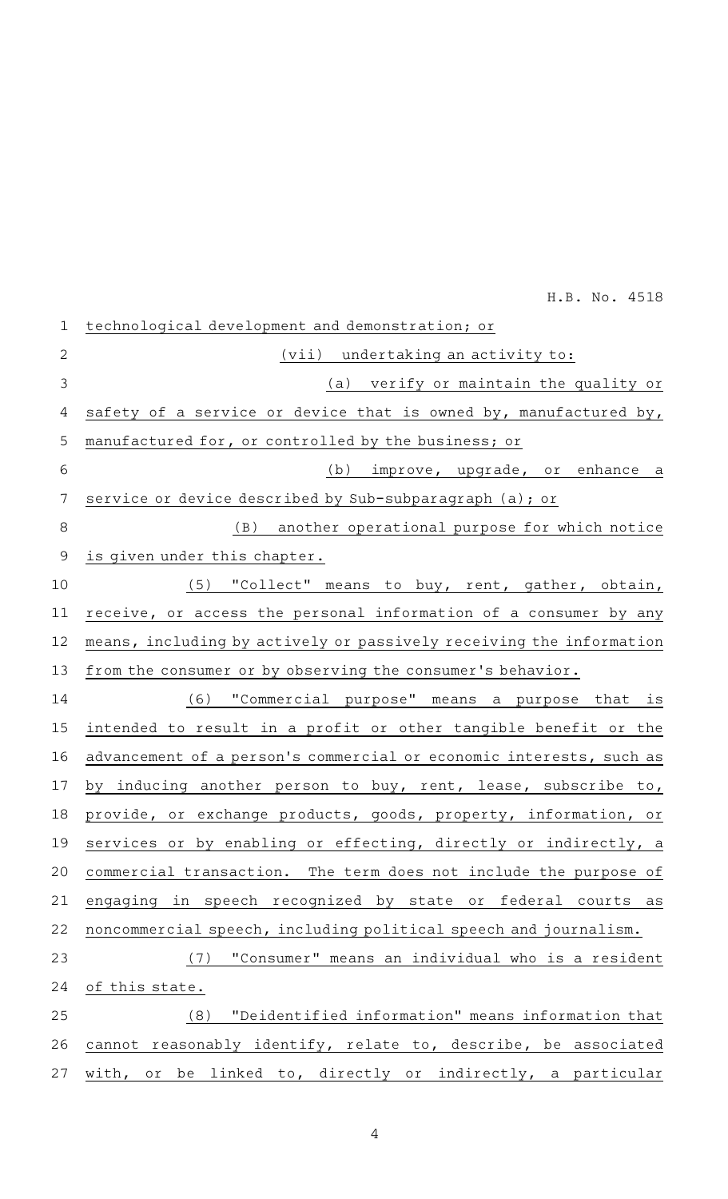technological development and demonstration; or

(vii) undertaking an activity to:

(a) verify or maintain the quality or safety of a service or device that is owned by, manufactured by, manufactured for, or controlled by the business; or

(b) improve, upgrade, or enhance a service or device described by Sub-subparagraph (a); or

(B) another operational purpose for which notice is given under this chapter.

(5) "Collect" means to buy, rent, gather, obtain, receive, or access the personal information of a consumer by any means, including by actively or passively receiving the information from the consumer or by observing the consumer's behavior.

(6) "Commercial purpose" means a purpose that is intended to result in a profit or other tangible benefit or the advancement of a person's commercial or economic interests, such as by inducing another person to buy, rent, lease, subscribe to, provide, or exchange products, goods, property, information, or services or by enabling or effecting, directly or indirectly, a commercial transaction. The term does not include the purpose of engaging in speech recognized by state or federal courts as noncommercial speech, including political speech and journalism.

(7) "Consumer" means an individual who is a resident of this state.

(8) "Deidentified information" means information that cannot reasonably identify, relate to, describe, be associated with, or be linked to, directly or indirectly, a particular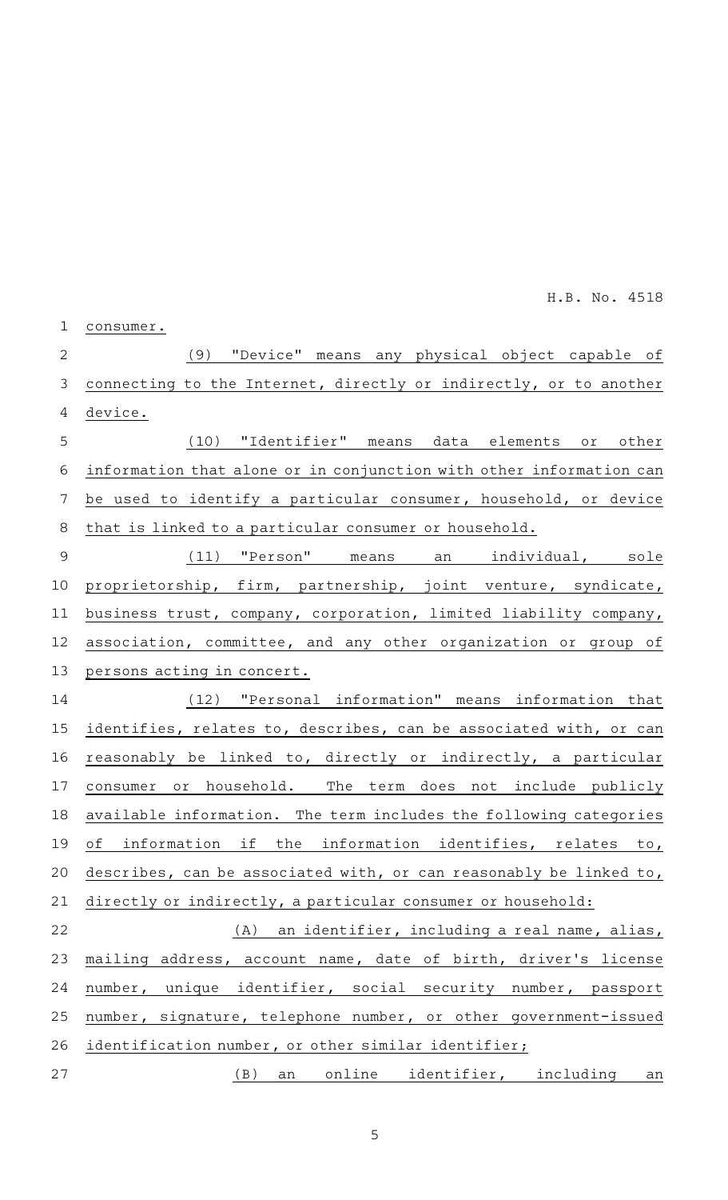consumer.

(9) "Device" means any physical object capable of connecting to the Internet, directly or indirectly, or to another device.

(10) "Identifier" means data elements or other information that alone or in conjunction with other information can be used to identify a particular consumer, household, or device that is linked to a particular consumer or household.

(11) "Person" means an individual, sole proprietorship, firm, partnership, joint venture, syndicate, business trust, company, corporation, limited liability company, association, committee, and any other organization or group of persons acting in concert.

(12) "Personal information" means information that identifies, relates to, describes, can be associated with, or can reasonably be linked to, directly or indirectly, a particular consumer or household. The term does not include publicly available information. The term includes the following categories of information if the information identifies, relates to, describes, can be associated with, or can reasonably be linked to, directly or indirectly, a particular consumer or household:

(A) an identifier, including a real name, alias, mailing address, account name, date of birth, driver's license number, unique identifier, social security number, passport number, signature, telephone number, or other government-issued identification number, or other similar identifier;

(B) an online identifier, including an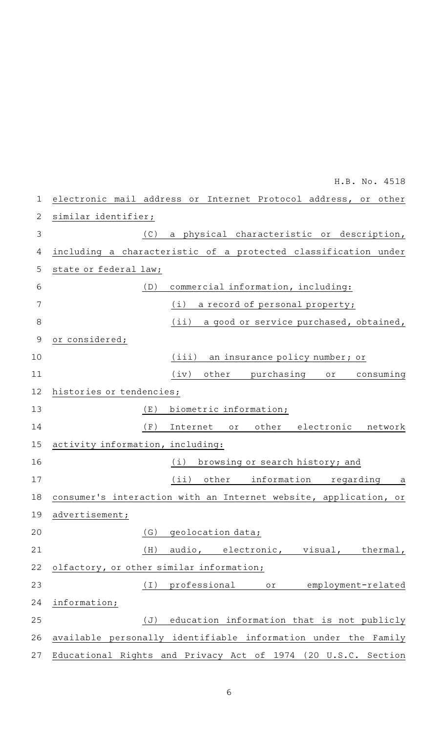electronic mail address or Internet Protocol address, or other similar identifier;

(C) a physical characteristic or description, including a characteristic of a protected classification under state or federal law;

(D) commercial information, including:

(i) a record of personal property;

(ii) a good or service purchased, obtained, or considered;

(iii) an insurance policy number; or

(iv) other purchasing or consuming histories or tendencies;

(E) biometric information;

(F) Internet or other electronic network activity information, including:

(i) browsing or search history; and

(ii) other information regarding a consumer's interaction with an Internet website, application, or advertisement;

(G) geolocation data;

(H) audio, electronic, visual, thermal, olfactory, or other similar information;

(I) professional or employment-related information;

(J) education information that is not publicly available personally identifiable information under the Family Educational Rights and Privacy Act of 1974 (20 U.S.C. Section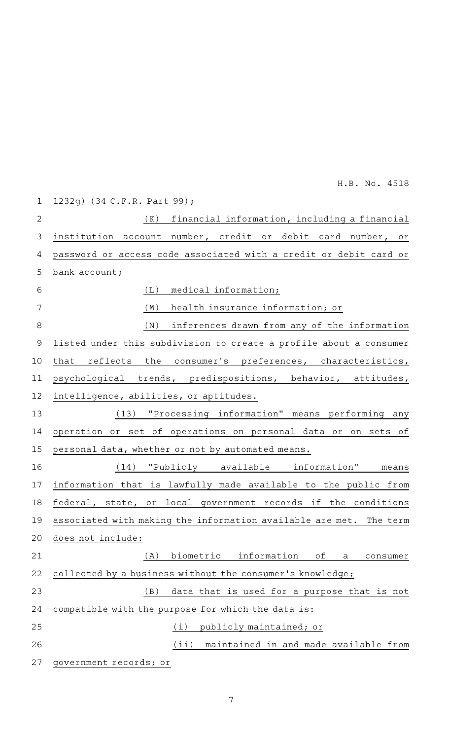1232g) (34 C.F.R. Part 99);

(K) financial information, including a financial institution account number, credit or debit card number, or password or access code associated with a credit or debit card or bank account;

(L) medical information;

(M) health insurance information; or

(N) inferences drawn from any of the information listed under this subdivision to create a profile about a consumer that reflects the consumer's preferences, characteristics, psychological trends, predispositions, behavior, attitudes, intelligence, abilities, or aptitudes.

(13) "Processing information" means performing any operation or set of operations on personal data or on sets of personal data, whether or not by automated means.

(14) "Publicly available information" means information that is lawfully made available to the public from federal, state, or local government records if the conditions associated with making the information available are met. The term does not include:

(A) biometric information of a consumer collected by a business without the consumer's knowledge;

(B) data that is used for a purpose that is not compatible with the purpose for which the data is:

(i) publicly maintained; or

(ii) maintained in and made available from government records; or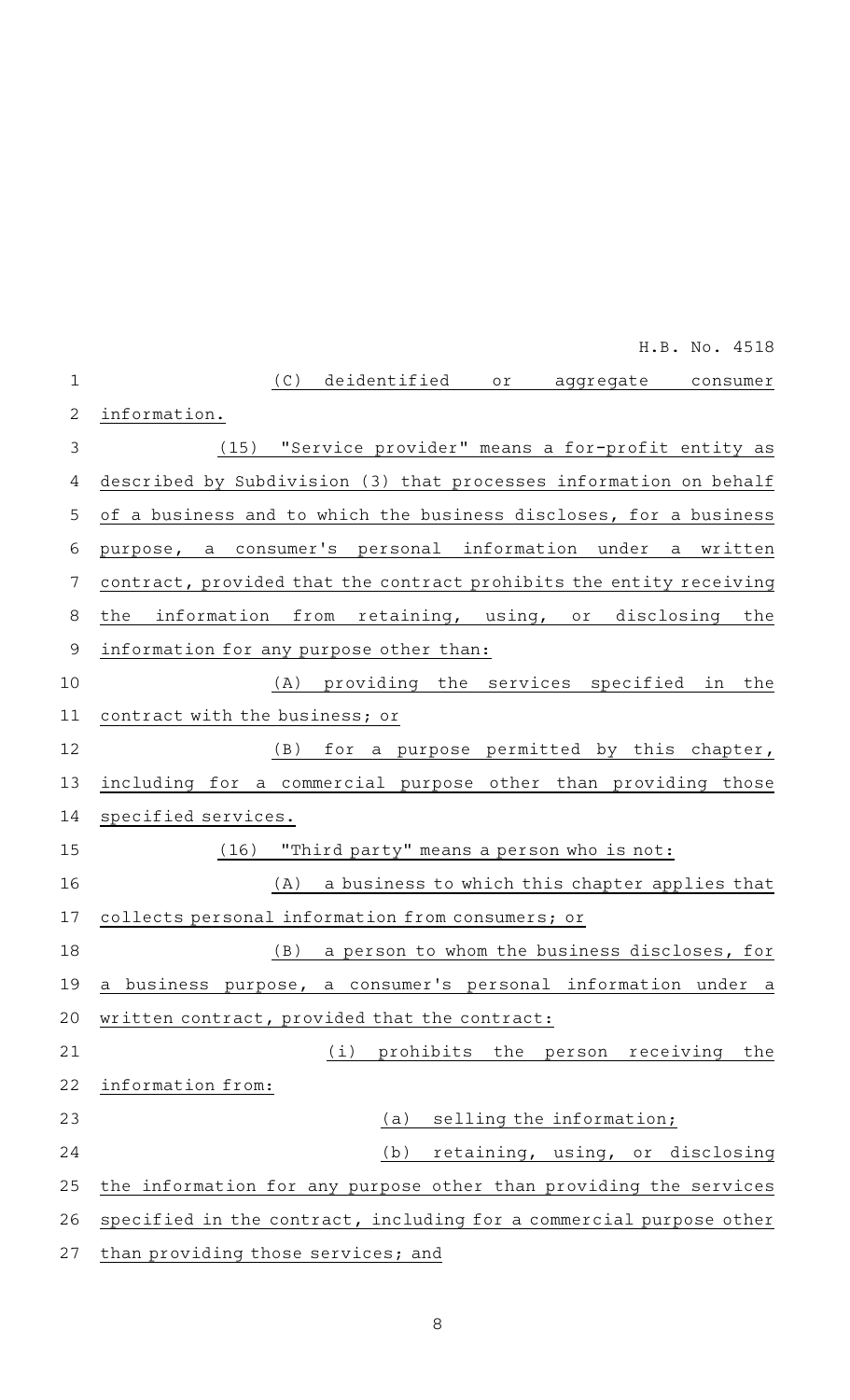(C) deidentified or aggregate consumer information.

(15) "Service provider" means a for-profit entity as described by Subdivision (3) that processes information on behalf of a business and to which the business discloses, for a business purpose, a consumer's personal information under a written contract, provided that the contract prohibits the entity receiving the information from retaining, using, or disclosing the information for any purpose other than:

(A) providing the services specified in the contract with the business; or

(B) for a purpose permitted by this chapter, including for a commercial purpose other than providing those specified services.

(16) "Third party" means a person who is not:

(A) a business to which this chapter applies that collects personal information from consumers; or

(B) a person to whom the business discloses, for a business purpose, a consumer's personal information under a written contract, provided that the contract:

(i) prohibits the person receiving the information from:

(a) selling the information;

(b) retaining, using, or disclosing the information for any purpose other than providing the services specified in the contract, including for a commercial purpose other than providing those services; and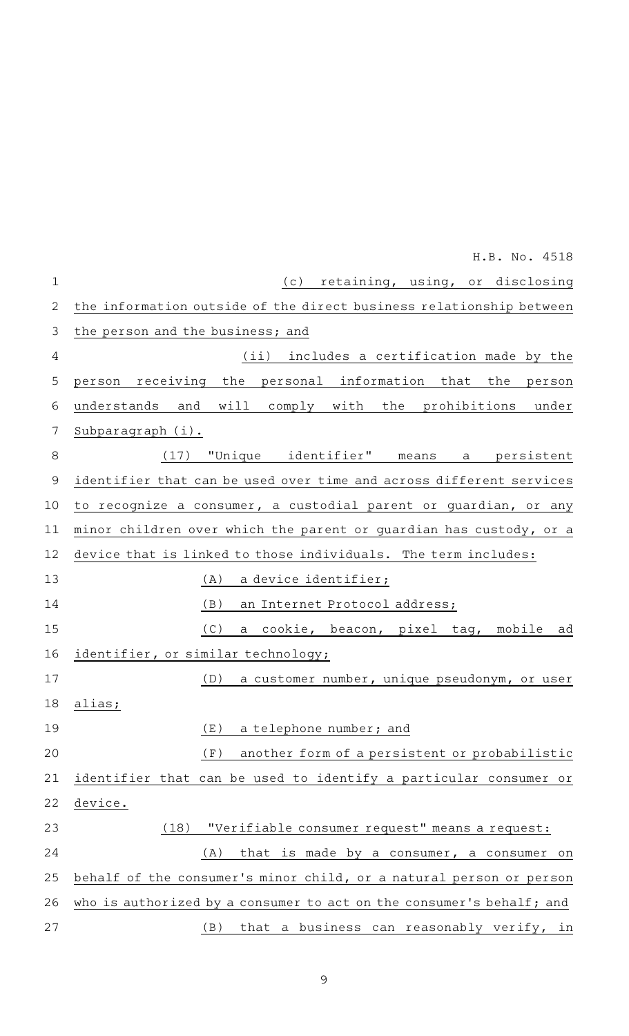(c) retaining, using, or disclosing the information outside of the direct business relationship between the person and the business; and

(ii) includes a certification made by the person receiving the personal information that the person understands and will comply with the prohibitions under Subparagraph (i).

(17) "Unique identifier" means a persistent identifier that can be used over time and across different services to recognize a consumer, a custodial parent or guardian, or any minor children over which the parent or guardian has custody, or a device that is linked to those individuals. The term includes:

(A) a device identifier;

(B) an Internet Protocol address;

(C) a cookie, beacon, pixel tag, mobile ad identifier, or similar technology;

(D) a customer number, unique pseudonym, or user alias;

(E) a telephone number; and

(F) another form of a persistent or probabilistic identifier that can be used to identify a particular consumer or device.

(18) "Verifiable consumer request" means a request:

(A) that is made by a consumer, a consumer on behalf of the consumer's minor child, or a natural person or person who is authorized by a consumer to act on the consumer's behalf; and

(B) that a business can reasonably verify, in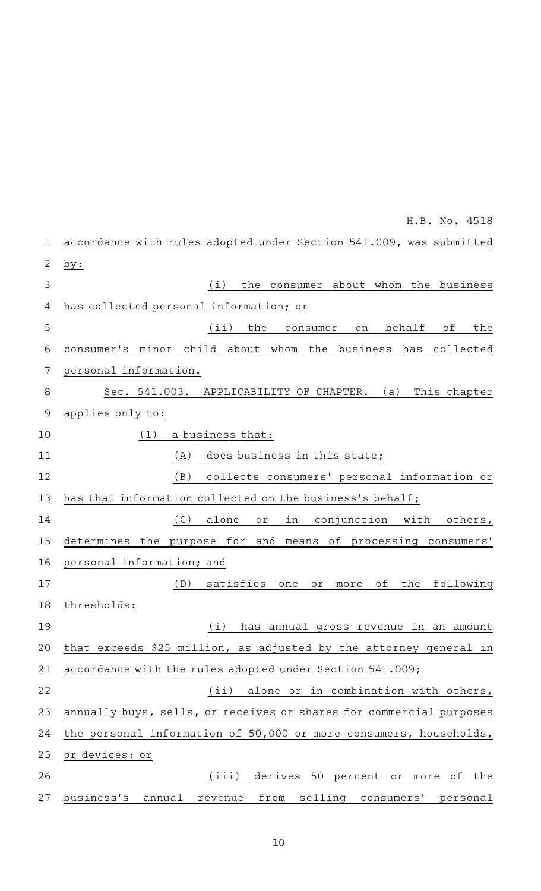accordance with rules adopted under Section 541.009, was submitted by:

(i) the consumer about whom the business has collected personal information; or

(ii) the consumer on behalf of the consumer's minor child about whom the business has collected personal information.

Sec. 541.003. APPLICABILITY OF CHAPTER. (a) This chapter applies only to:

(1) a business that:

(A) does business in this state;

(B) collects consumers' personal information or has that information collected on the business's behalf;

(C) alone or in conjunction with others, determines the purpose for and means of processing consumers' personal information; and

(D) satisfies one or more of the following thresholds:

(i) has annual gross revenue in an amount that exceeds $25 million, as adjusted by the attorney general in accordance with the rules adopted under Section 541.009;

(ii) alone or in combination with others, annually buys, sells, or receives or shares for commercial purposes the personal information of 50,000 or more consumers, households, or devices; or

(iii) derives 50 percent or more of the business's annual revenue from selling consumers' personal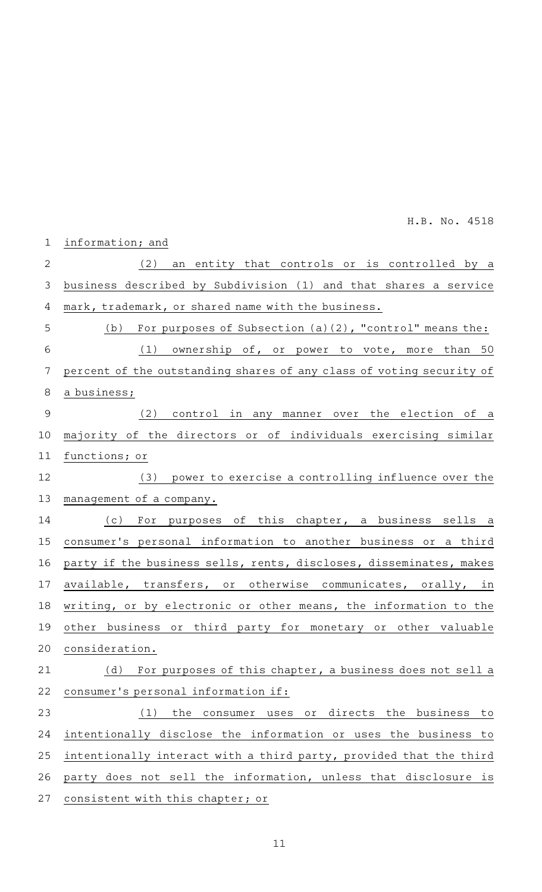information; and

(2) an entity that controls or is controlled by a business described by Subdivision (1) and that shares a service mark, trademark, or shared name with the business.

(b) For purposes of Subsection (a)(2), "control" means the:

(1) ownership of, or power to vote, more than 50 percent of the outstanding shares of any class of voting security of a business;

(2) control in any manner over the election of a majority of the directors or of individuals exercising similar functions; or

(3) power to exercise a controlling influence over the management of a company.

(c) For purposes of this chapter, a business sells a consumer's personal information to another business or a third party if the business sells, rents, discloses, disseminates, makes available, transfers, or otherwise communicates, orally, in writing, or by electronic or other means, the information to the other business or third party for monetary or other valuable consideration.

(d) For purposes of this chapter, a business does not sell a consumer's personal information if:

(1) the consumer uses or directs the business to intentionally disclose the information or uses the business to intentionally interact with a third party, provided that the third party does not sell the information, unless that disclosure is consistent with this chapter; or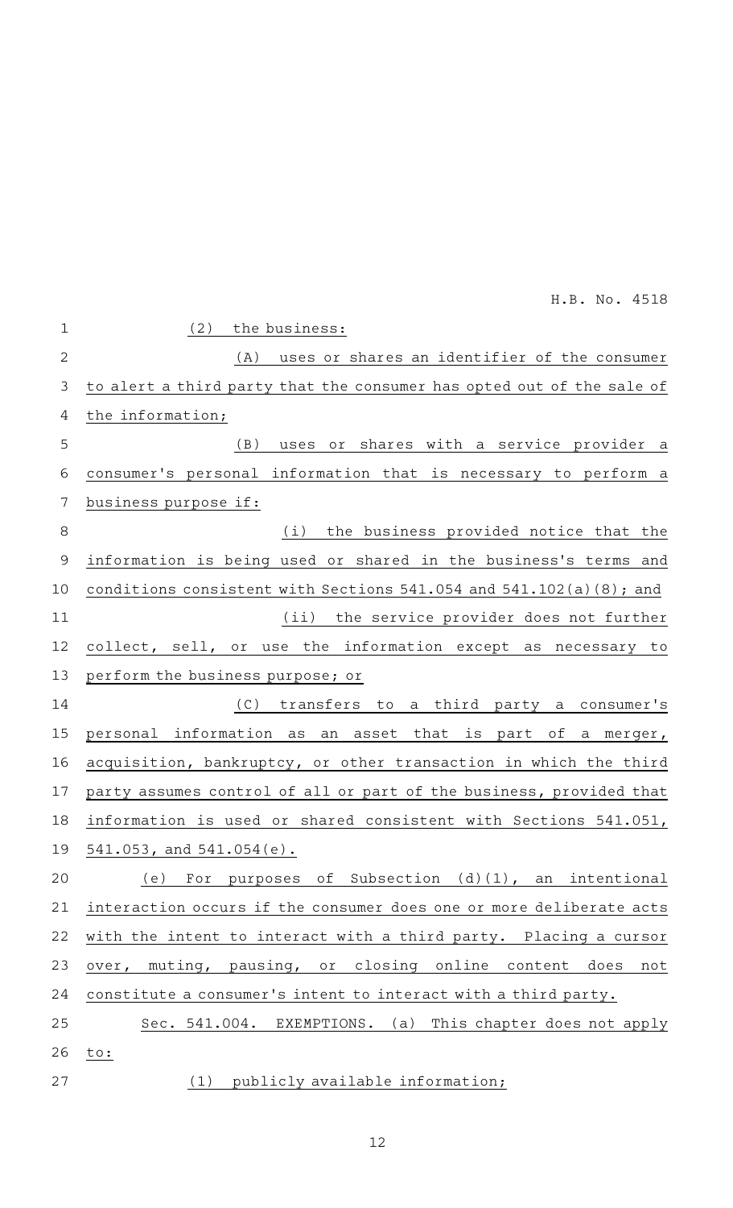(2) the business:

(A) uses or shares an identifier of the consumer to alert a third party that the consumer has opted out of the sale of the information;

(B) uses or shares with a service provider a consumer's personal information that is necessary to perform a business purpose if:

(i) the business provided notice that the information is being used or shared in the business's terms and conditions consistent with Sections 541.054 and 541.102(a)(8); and

(ii) the service provider does not further collect, sell, or use the information except as necessary to perform the business purpose; or

(C) transfers to a third party a consumer's personal information as an asset that is part of a merger, acquisition, bankruptcy, or other transaction in which the third party assumes control of all or part of the business, provided that information is used or shared consistent with Sections 541.051, 541.053, and 541.054(e).

(e) For purposes of Subsection (d)(1), an intentional interaction occurs if the consumer does one or more deliberate acts with the intent to interact with a third party. Placing a cursor over, muting, pausing, or closing online content does not constitute a consumer's intent to interact with a third party.

Sec. 541.004. EXEMPTIONS. (a) This chapter does not apply to:

(1) publicly available information;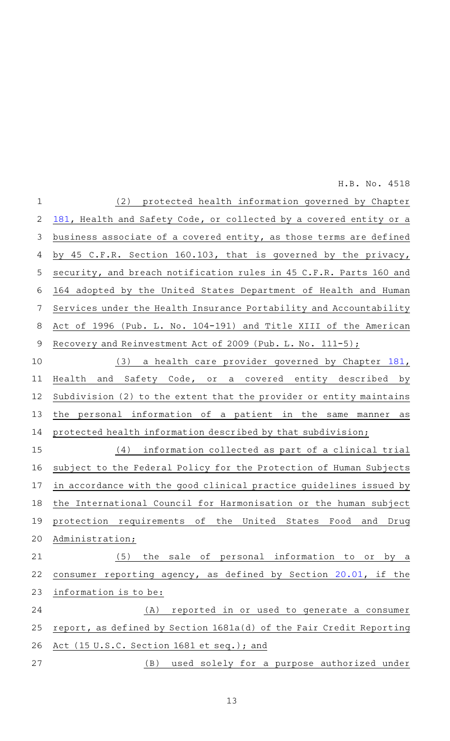(2) protected health information governed by Chapter 181, Health and Safety Code, or collected by a covered entity or a business associate of a covered entity, as those terms are defined by 45 C.F.R. Section 160.103, that is governed by the privacy, security, and breach notification rules in 45 C.F.R. Parts 160 and 164 adopted by the United States Department of Health and Human Services under the Health Insurance Portability and Accountability Act of 1996 (Pub. L. No. 104-191) and Title XIII of the American Recovery and Reinvestment Act of 2009 (Pub. L. No. 111-5);

(3) a health care provider governed by Chapter 181, Health and Safety Code, or a covered entity described by Subdivision (2) to the extent that the provider or entity maintains the personal information of a patient in the same manner as protected health information described by that subdivision;

(4) information collected as part of a clinical trial subject to the Federal Policy for the Protection of Human Subjects in accordance with the good clinical practice guidelines issued by the International Council for Harmonisation or the human subject protection requirements of the United States Food and Drug Administration;

(5) the sale of personal information to or by a consumer reporting agency, as defined by Section 20.01, if the information is to be:

(A) reported in or used to generate a consumer report, as defined by Section 1681a(d) of the Fair Credit Reporting Act (15 U.S.C. Section 1681 et seq.); and

(B) used solely for a purpose authorized under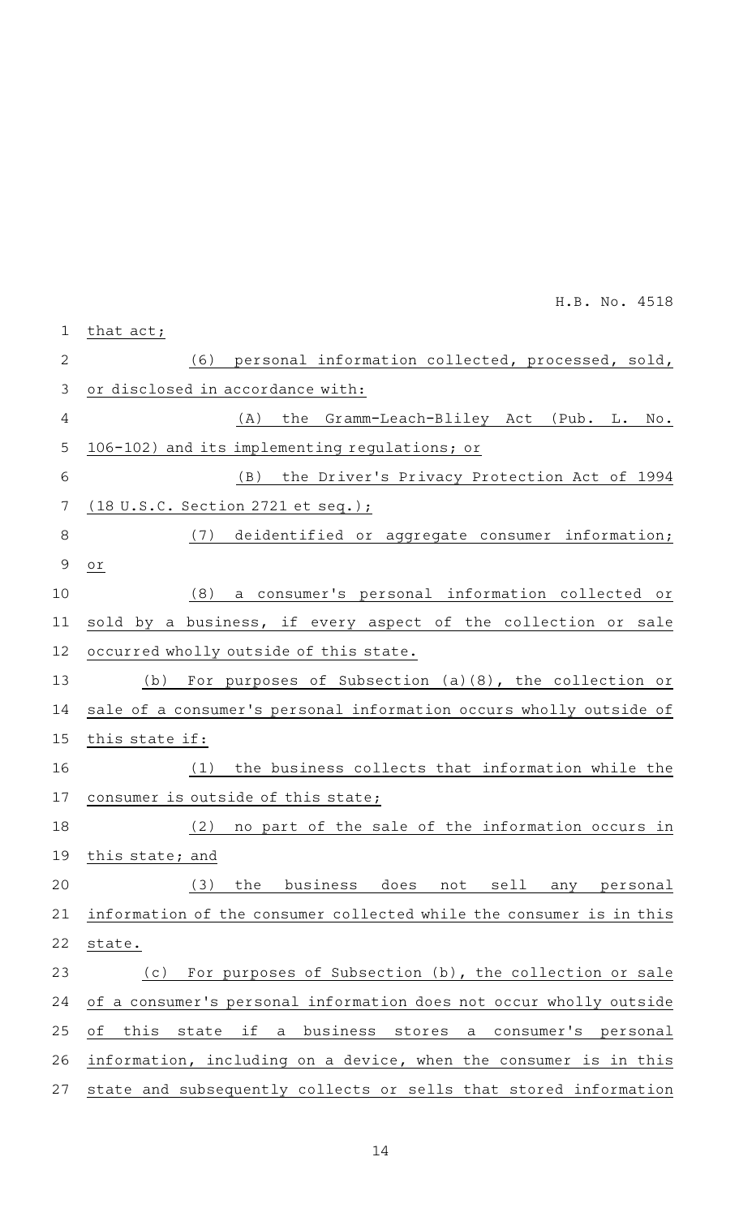that act;

(6) personal information collected, processed, sold, or disclosed in accordance with:

(A) the Gramm-Leach-Bliley Act (Pub. L. No. 106-102) and its implementing regulations; or

(B) the Driver's Privacy Protection Act of 1994 (18 U.S.C. Section 2721 et seq.);

(7) deidentified or aggregate consumer information; or

(8) a consumer's personal information collected or sold by a business, if every aspect of the collection or sale occurred wholly outside of this state.

(b) For purposes of Subsection (a)(8), the collection or sale of a consumer's personal information occurs wholly outside of this state if:

(1) the business collects that information while the consumer is outside of this state;

(2) no part of the sale of the information occurs in this state; and

(3) the business does not sell any personal information of the consumer collected while the consumer is in this state.

(c) For purposes of Subsection (b), the collection or sale of a consumer's personal information does not occur wholly outside of this state if a business stores a consumer's personal information, including on a device, when the consumer is in this state and subsequently collects or sells that stored information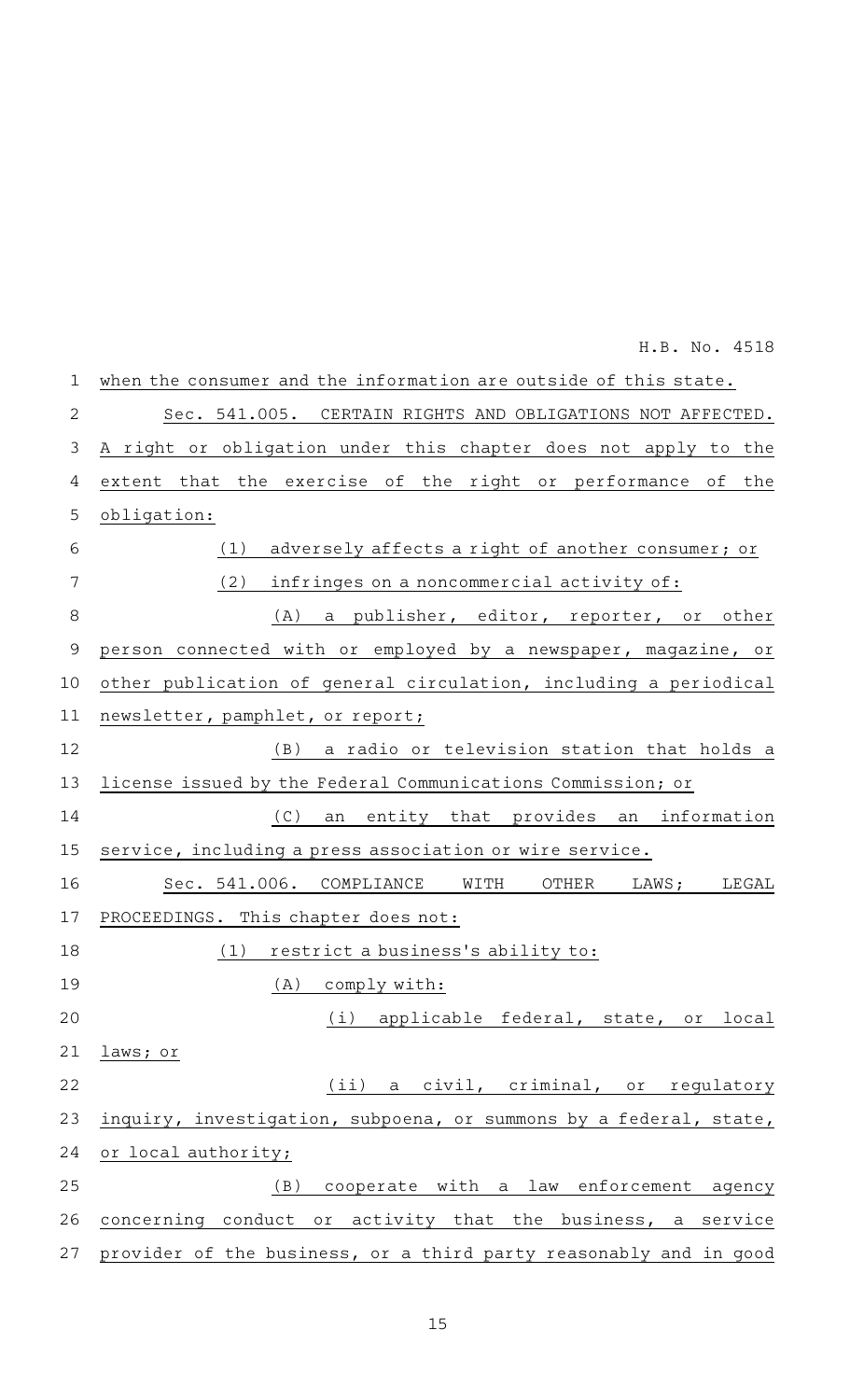when the consumer and the information are outside of this state.

Sec. 541.005. CERTAIN RIGHTS AND OBLIGATIONS NOT AFFECTED. A right or obligation under this chapter does not apply to the extent that the exercise of the right or performance of the obligation:

(1) adversely affects a right of another consumer; or

(2) infringes on a noncommercial activity of:

(A) a publisher, editor, reporter, or other person connected with or employed by a newspaper, magazine, or other publication of general circulation, including a periodical newsletter, pamphlet, or report;

(B) a radio or television station that holds a license issued by the Federal Communications Commission; or

(C) an entity that provides an information service, including a press association or wire service.

Sec. 541.006. COMPLIANCE WITH OTHER LAWS; LEGAL PROCEEDINGS. This chapter does not:

(1) restrict a business's ability to:

(A) comply with:

(i) applicable federal, state, or local laws; or

(ii) a civil, criminal, or regulatory inquiry, investigation, subpoena, or summons by a federal, state, or local authority;

(B) cooperate with a law enforcement agency concerning conduct or activity that the business, a service provider of the business, or a third party reasonably and in good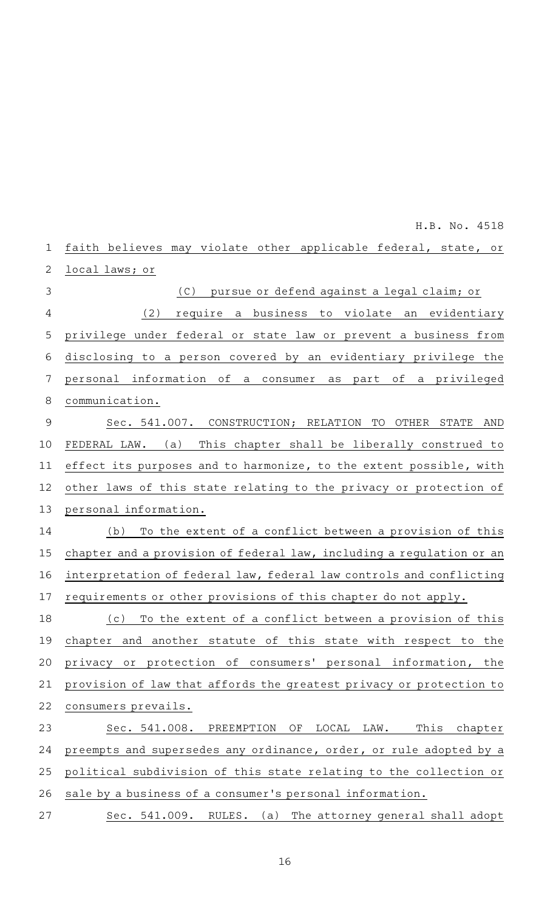faith believes may violate other applicable federal, state, or local laws; or

(C) pursue or defend against a legal claim; or

(2) require a business to violate an evidentiary privilege under federal or state law or prevent a business from disclosing to a person covered by an evidentiary privilege the personal information of a consumer as part of a privileged communication.

Sec. 541.007. CONSTRUCTION; RELATION TO OTHER STATE AND FEDERAL LAW. (a) This chapter shall be liberally construed to effect its purposes and to harmonize, to the extent possible, with other laws of this state relating to the privacy or protection of personal information.

(b) To the extent of a conflict between a provision of this chapter and a provision of federal law, including a regulation or an interpretation of federal law, federal law controls and conflicting requirements or other provisions of this chapter do not apply.

(c) To the extent of a conflict between a provision of this chapter and another statute of this state with respect to the privacy or protection of consumers' personal information, the provision of law that affords the greatest privacy or protection to consumers prevails.

Sec. 541.008. PREEMPTION OF LOCAL LAW. This chapter preempts and supersedes any ordinance, order, or rule adopted by a political subdivision of this state relating to the collection or sale by a business of a consumer's personal information.

Sec. 541.009. RULES. (a) The attorney general shall adopt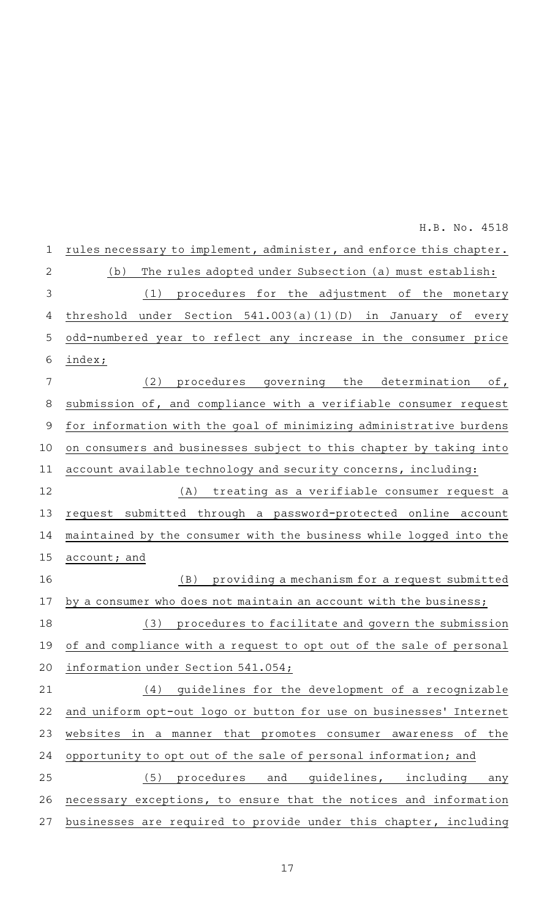rules necessary to implement, administer, and enforce this chapter.

(b) The rules adopted under Subsection (a) must establish:

(1) procedures for the adjustment of the monetary threshold under Section 541.003(a)(1)(D) in January of every odd-numbered year to reflect any increase in the consumer price index;

(2) procedures governing the determination of, submission of, and compliance with a verifiable consumer request for information with the goal of minimizing administrative burdens on consumers and businesses subject to this chapter by taking into account available technology and security concerns, including:

(A) treating as a verifiable consumer request a request submitted through a password-protected online account maintained by the consumer with the business while logged into the account; and

(B) providing a mechanism for a request submitted by a consumer who does not maintain an account with the business;

(3) procedures to facilitate and govern the submission of and compliance with a request to opt out of the sale of personal information under Section 541.054;

(4) guidelines for the development of a recognizable and uniform opt-out logo or button for use on businesses' Internet websites in a manner that promotes consumer awareness of the opportunity to opt out of the sale of personal information; and

(5) procedures and guidelines, including any necessary exceptions, to ensure that the notices and information businesses are required to provide under this chapter, including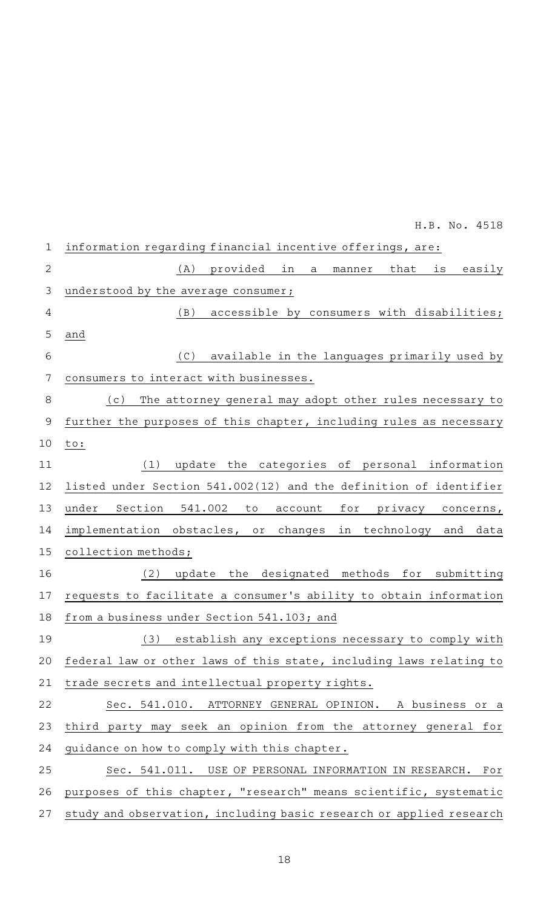information regarding financial incentive offerings, are:

(A) provided in a manner that is easily understood by the average consumer;

(B) accessible by consumers with disabilities; and

(C) available in the languages primarily used by consumers to interact with businesses.

(c) The attorney general may adopt other rules necessary to further the purposes of this chapter, including rules as necessary to:

(1) update the categories of personal information listed under Section 541.002(12) and the definition of identifier under Section 541.002 to account for privacy concerns, implementation obstacles, or changes in technology and data collection methods;

(2) update the designated methods for submitting requests to facilitate a consumer's ability to obtain information from a business under Section 541.103; and

(3) establish any exceptions necessary to comply with federal law or other laws of this state, including laws relating to trade secrets and intellectual property rights.

Sec. 541.010. ATTORNEY GENERAL OPINION. A business or a third party may seek an opinion from the attorney general for guidance on how to comply with this chapter.

Sec. 541.011. USE OF PERSONAL INFORMATION IN RESEARCH. For purposes of this chapter, "research" means scientific, systematic study and observation, including basic research or applied research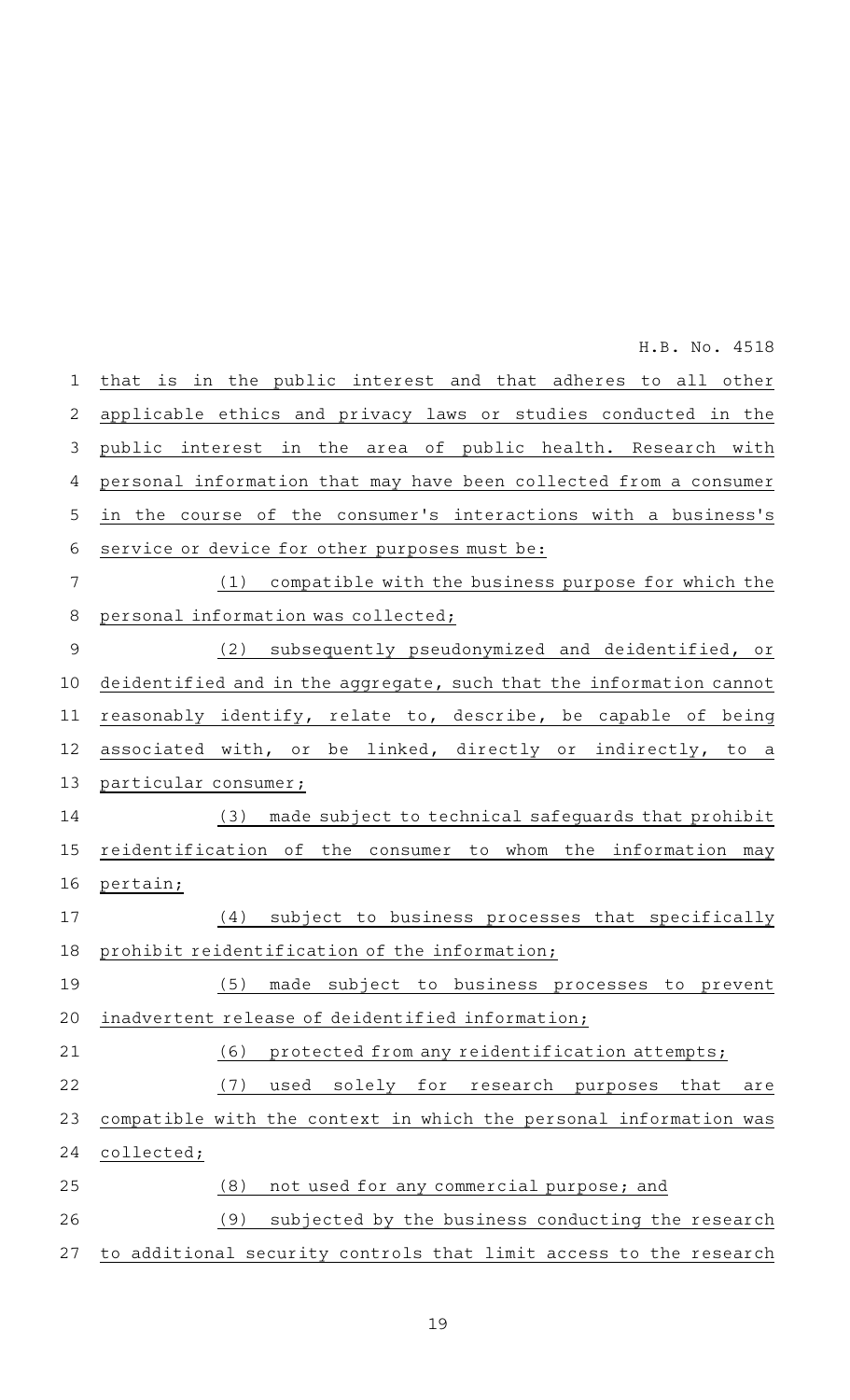that is in the public interest and that adheres to all other applicable ethics and privacy laws or studies conducted in the public interest in the area of public health. Research with personal information that may have been collected from a consumer in the course of the consumer's interactions with a business's service or device for other purposes must be:

(1) compatible with the business purpose for which the personal information was collected;

(2) subsequently pseudonymized and deidentified, or deidentified and in the aggregate, such that the information cannot reasonably identify, relate to, describe, be capable of being associated with, or be linked, directly or indirectly, to a particular consumer;

(3) made subject to technical safeguards that prohibit reidentification of the consumer to whom the information may pertain;

(4) subject to business processes that specifically prohibit reidentification of the information;

(5) made subject to business processes to prevent inadvertent release of deidentified information;

(6) protected from any reidentification attempts;

(7) used solely for research purposes that are compatible with the context in which the personal information was collected;

(8) not used for any commercial purpose; and

(9) subjected by the business conducting the research to additional security controls that limit access to the research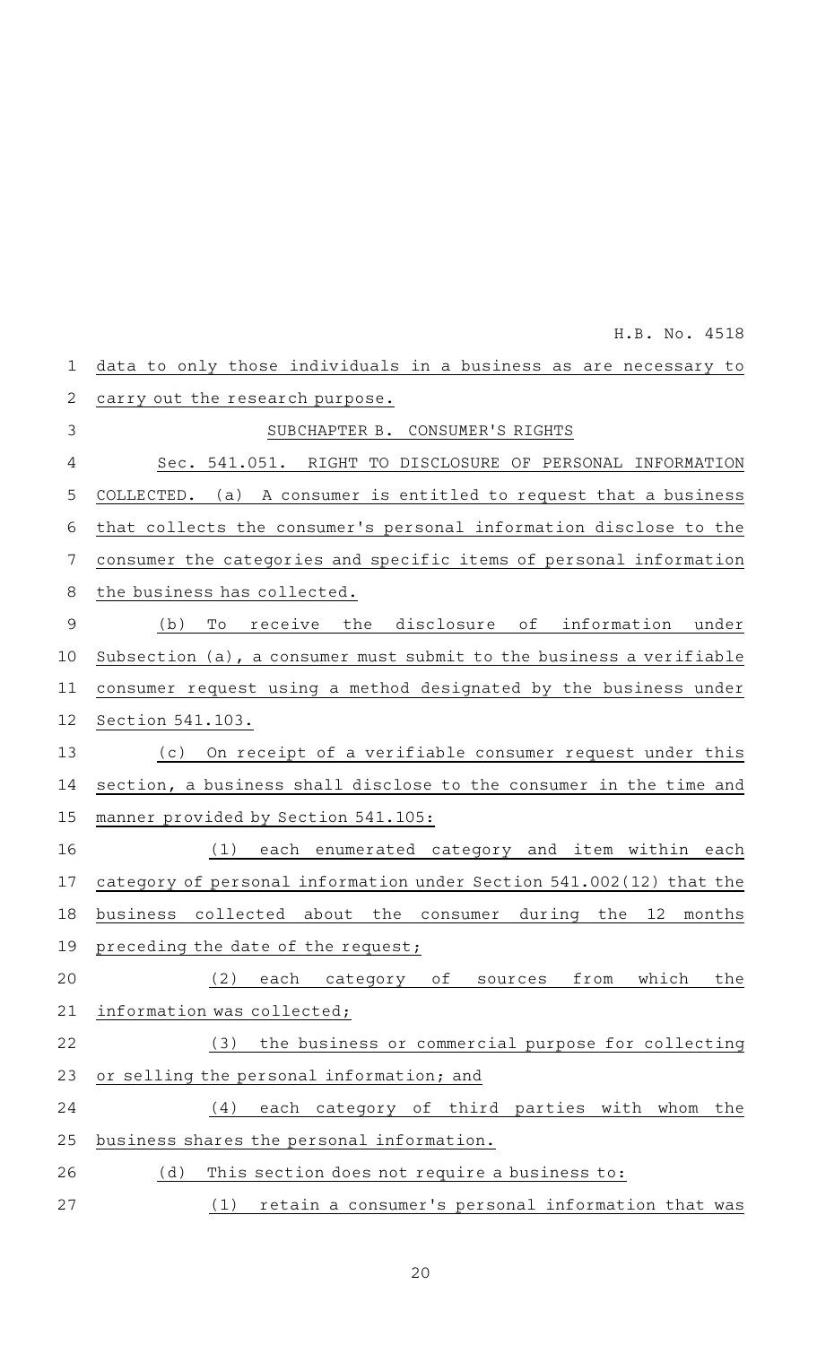data to only those individuals in a business as are necessary to carry out the research purpose.

SUBCHAPTER B. CONSUMER'S RIGHTS

Sec. 541.051. RIGHT TO DISCLOSURE OF PERSONAL INFORMATION COLLECTED. (a) A consumer is entitled to request that a business that collects the consumer's personal information disclose to the consumer the categories and specific items of personal information the business has collected.

(b) To receive the disclosure of information under Subsection (a), a consumer must submit to the business a verifiable consumer request using a method designated by the business under Section 541.103.

(c) On receipt of a verifiable consumer request under this section, a business shall disclose to the consumer in the time and manner provided by Section 541.105:

(1) each enumerated category and item within each category of personal information under Section 541.002(12) that the business collected about the consumer during the 12 months preceding the date of the request;

(2) each category of sources from which the information was collected;

(3) the business or commercial purpose for collecting or selling the personal information; and

(4) each category of third parties with whom the business shares the personal information.

(d) This section does not require a business to:

(1) retain a consumer's personal information that was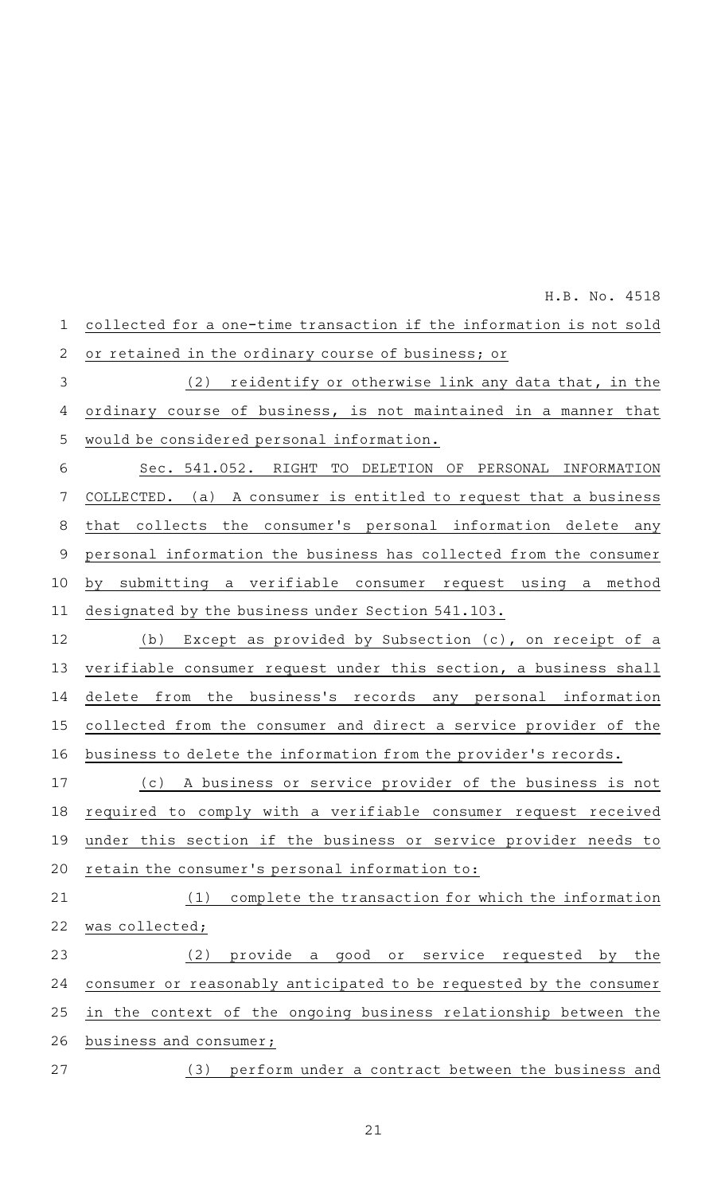collected for a one-time transaction if the information is not sold or retained in the ordinary course of business; or

(2) reidentify or otherwise link any data that, in the ordinary course of business, is not maintained in a manner that would be considered personal information.

Sec. 541.052. RIGHT TO DELETION OF PERSONAL INFORMATION COLLECTED. (a) A consumer is entitled to request that a business that collects the consumer's personal information delete any personal information the business has collected from the consumer by submitting a verifiable consumer request using a method designated by the business under Section 541.103.

(b) Except as provided by Subsection (c), on receipt of a verifiable consumer request under this section, a business shall delete from the business's records any personal information collected from the consumer and direct a service provider of the business to delete the information from the provider's records.

(c) A business or service provider of the business is not required to comply with a verifiable consumer request received under this section if the business or service provider needs to retain the consumer's personal information to:

(1) complete the transaction for which the information was collected;

(2) provide a good or service requested by the consumer or reasonably anticipated to be requested by the consumer in the context of the ongoing business relationship between the business and consumer;

(3) perform under a contract between the business and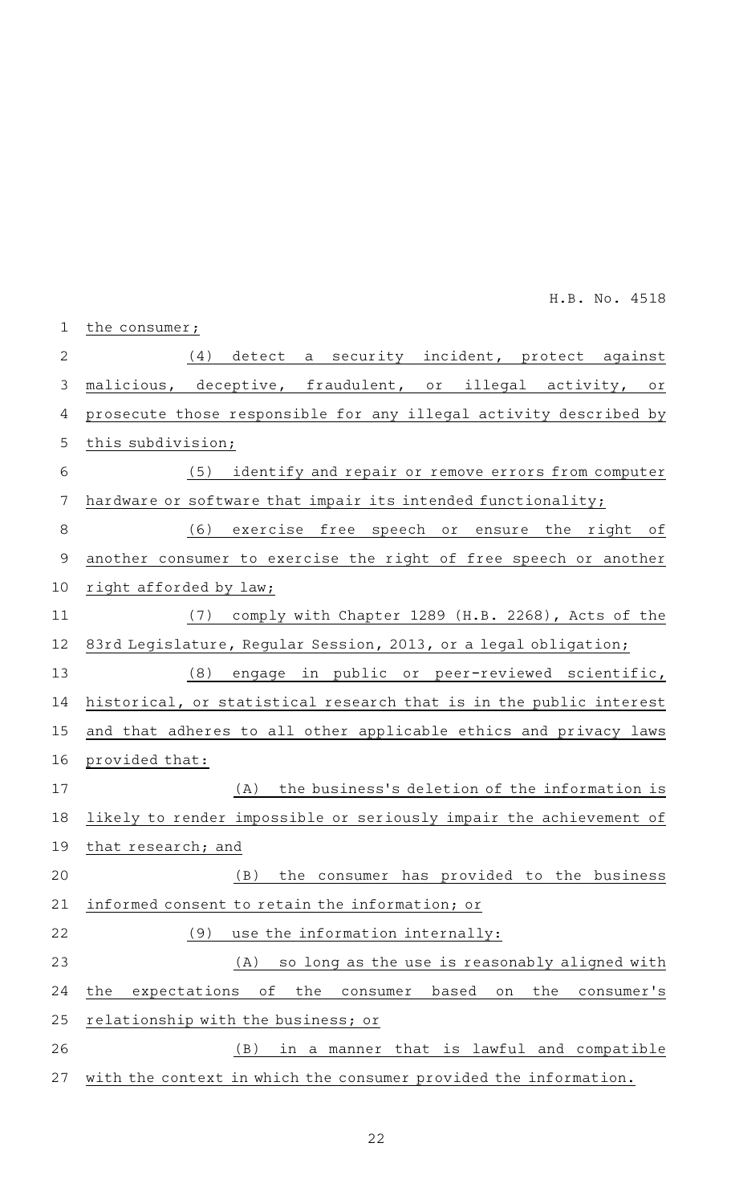the consumer;

(4) detect a security incident, protect against malicious, deceptive, fraudulent, or illegal activity, or prosecute those responsible for any illegal activity described by this subdivision;

(5) identify and repair or remove errors from computer hardware or software that impair its intended functionality;

(6) exercise free speech or ensure the right of another consumer to exercise the right of free speech or another right afforded by law;

(7) comply with Chapter 1289 (H.B. 2268), Acts of the 83rd Legislature, Regular Session, 2013, or a legal obligation;

(8) engage in public or peer-reviewed scientific, historical, or statistical research that is in the public interest and that adheres to all other applicable ethics and privacy laws provided that:

(A) the business's deletion of the information is likely to render impossible or seriously impair the achievement of that research; and

(B) the consumer has provided to the business informed consent to retain the information; or

(9) use the information internally:

(A) so long as the use is reasonably aligned with the expectations of the consumer based on the consumer's relationship with the business; or

(B) in a manner that is lawful and compatible with the context in which the consumer provided the information.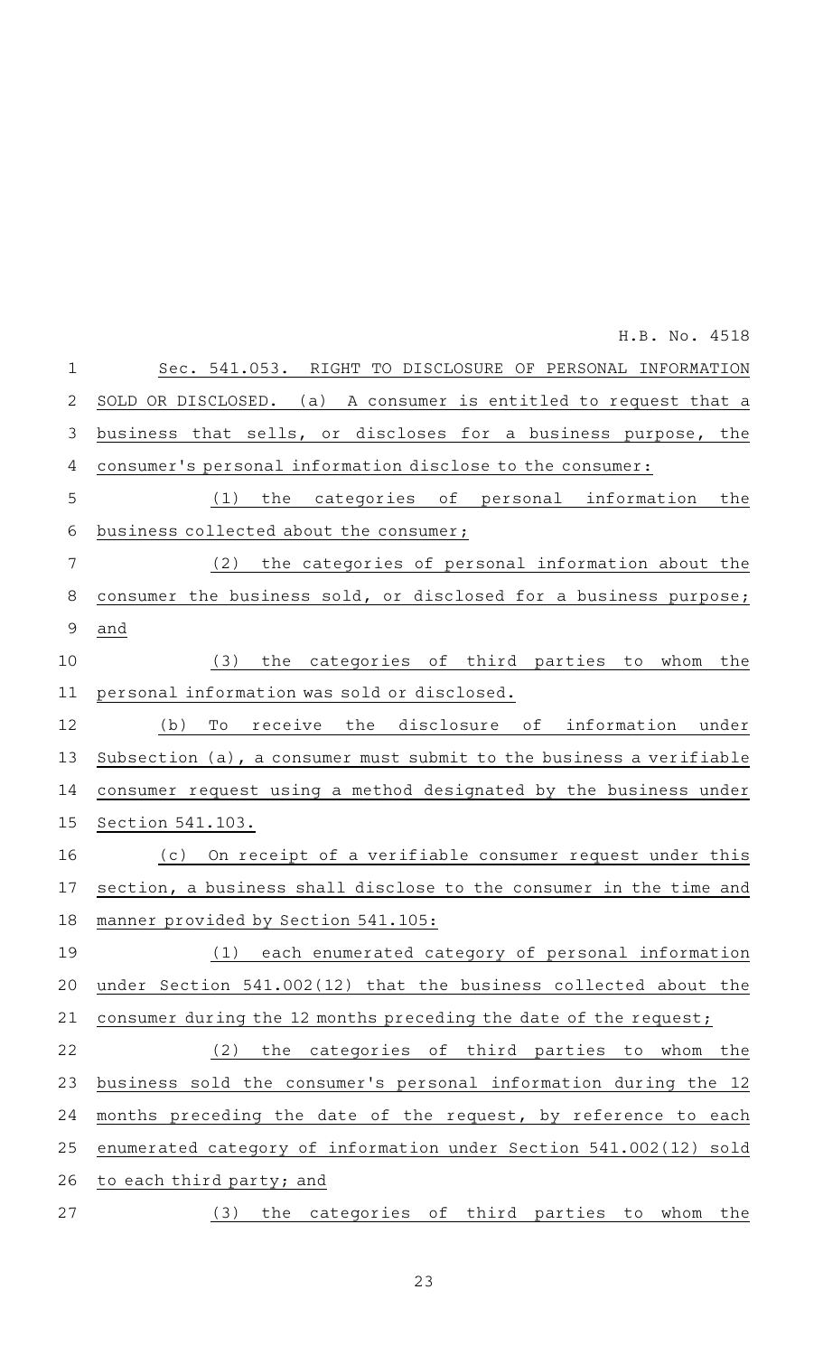Sec. 541.053. RIGHT TO DISCLOSURE OF PERSONAL INFORMATION SOLD OR DISCLOSED. (a) A consumer is entitled to request that a business that sells, or discloses for a business purpose, the consumer's personal information disclose to the consumer:

(1) the categories of personal information the business collected about the consumer;

(2) the categories of personal information about the consumer the business sold, or disclosed for a business purpose; and

(3) the categories of third parties to whom the personal information was sold or disclosed.

(b) To receive the disclosure of information under Subsection (a), a consumer must submit to the business a verifiable consumer request using a method designated by the business under Section 541.103.

(c) On receipt of a verifiable consumer request under this section, a business shall disclose to the consumer in the time and manner provided by Section 541.105:

(1) each enumerated category of personal information under Section 541.002(12) that the business collected about the consumer during the 12 months preceding the date of the request;

(2) the categories of third parties to whom the business sold the consumer's personal information during the 12 months preceding the date of the request, by reference to each enumerated category of information under Section 541.002(12) sold to each third party; and

(3) the categories of third parties to whom the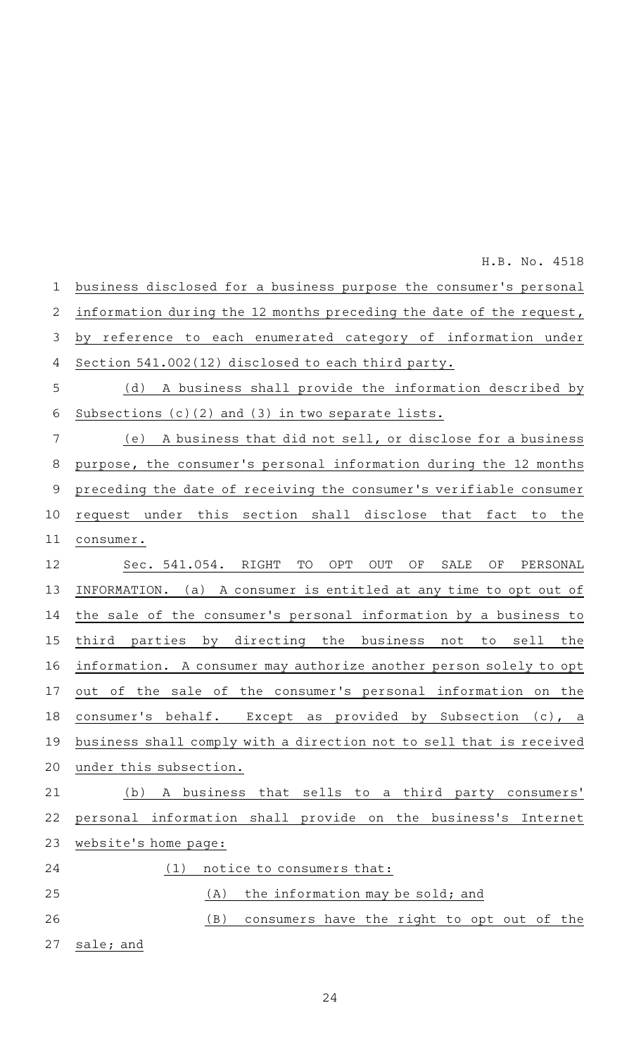business disclosed for a business purpose the consumer's personal information during the 12 months preceding the date of the request, by reference to each enumerated category of information under Section 541.002(12) disclosed to each third party.

(d) A business shall provide the information described by Subsections (c)(2) and (3) in two separate lists.

(e) A business that did not sell, or disclose for a business purpose, the consumer's personal information during the 12 months preceding the date of receiving the consumer's verifiable consumer request under this section shall disclose that fact to the consumer.

Sec. 541.054. RIGHT TO OPT OUT OF SALE OF PERSONAL INFORMATION. (a) A consumer is entitled at any time to opt out of the sale of the consumer's personal information by a business to third parties by directing the business not to sell the information. A consumer may authorize another person solely to opt out of the sale of the consumer's personal information on the consumer's behalf. Except as provided by Subsection (c), a business shall comply with a direction not to sell that is received under this subsection.

(b) A business that sells to a third party consumers' personal information shall provide on the business's Internet website's home page:

(1) notice to consumers that:

(A) the information may be sold; and

(B) consumers have the right to opt out of the sale; and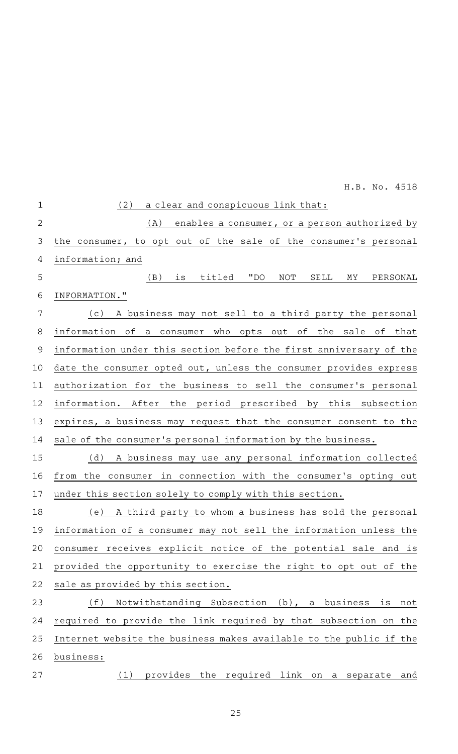(2) a clear and conspicuous link that:

(A) enables a consumer, or a person authorized by the consumer, to opt out of the sale of the consumer's personal information; and

(B) is titled "DO NOT SELL MY PERSONAL INFORMATION."

(c) A business may not sell to a third party the personal information of a consumer who opts out of the sale of that information under this section before the first anniversary of the date the consumer opted out, unless the consumer provides express authorization for the business to sell the consumer's personal information. After the period prescribed by this subsection expires, a business may request that the consumer consent to the sale of the consumer's personal information by the business.

(d) A business may use any personal information collected from the consumer in connection with the consumer's opting out under this section solely to comply with this section.

(e) A third party to whom a business has sold the personal information of a consumer may not sell the information unless the consumer receives explicit notice of the potential sale and is provided the opportunity to exercise the right to opt out of the sale as provided by this section.

(f) Notwithstanding Subsection (b), a business is not required to provide the link required by that subsection on the Internet website the business makes available to the public if the business:

(1) provides the required link on a separate and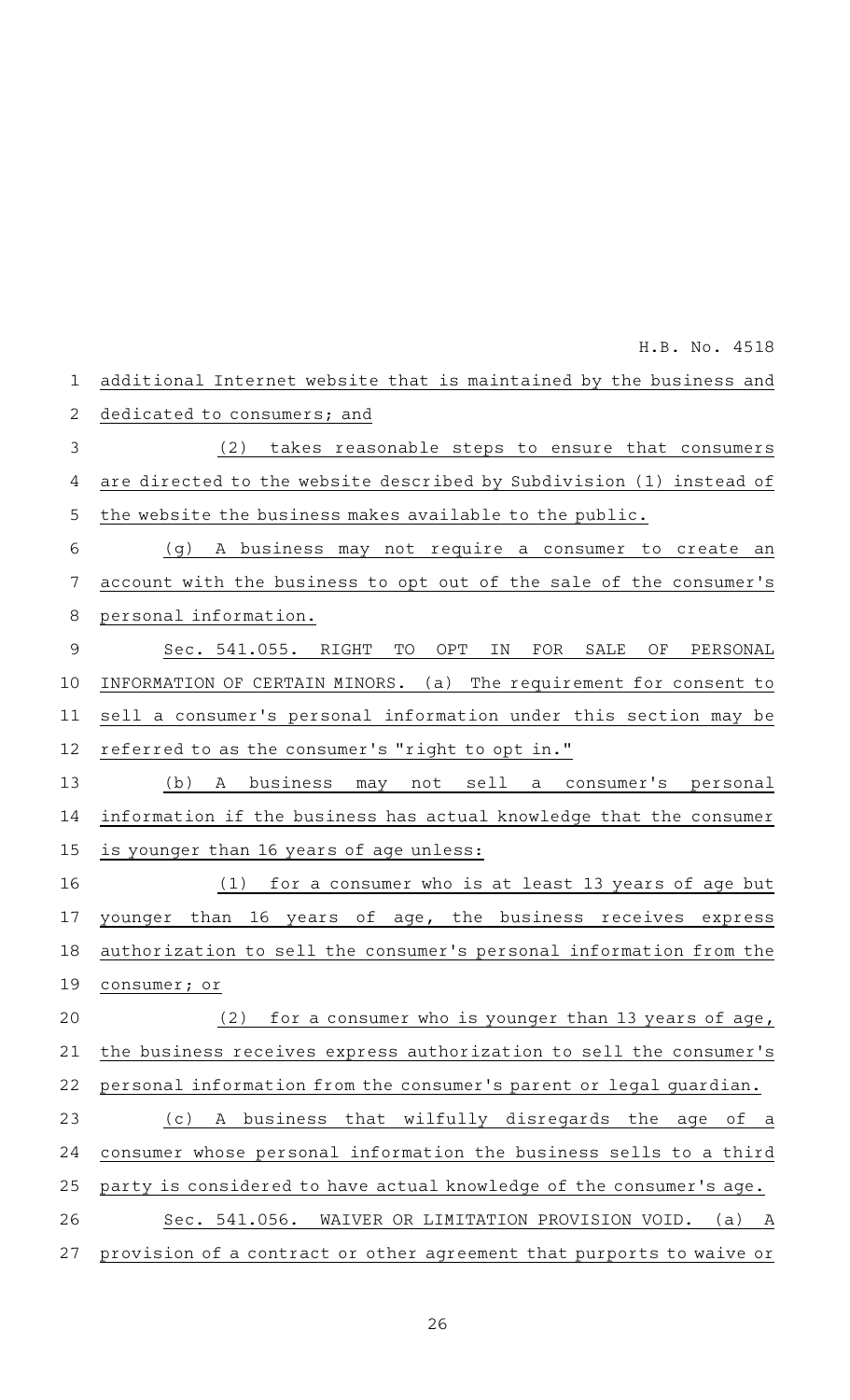additional Internet website that is maintained by the business and dedicated to consumers; and

(2) takes reasonable steps to ensure that consumers are directed to the website described by Subdivision (1) instead of the website the business makes available to the public.

(g) A business may not require a consumer to create an account with the business to opt out of the sale of the consumer's personal information.

Sec. 541.055. RIGHT TO OPT IN FOR SALE OF PERSONAL INFORMATION OF CERTAIN MINORS. (a) The requirement for consent to sell a consumer's personal information under this section may be referred to as the consumer's "right to opt in."

(b) A business may not sell a consumer's personal information if the business has actual knowledge that the consumer is younger than 16 years of age unless:

(1) for a consumer who is at least 13 years of age but younger than 16 years of age, the business receives express authorization to sell the consumer's personal information from the consumer; or

(2) for a consumer who is younger than 13 years of age, the business receives express authorization to sell the consumer's personal information from the consumer's parent or legal guardian.

(c) A business that wilfully disregards the age of a consumer whose personal information the business sells to a third party is considered to have actual knowledge of the consumer's age.

Sec. 541.056. WAIVER OR LIMITATION PROVISION VOID. (a) A provision of a contract or other agreement that purports to waive or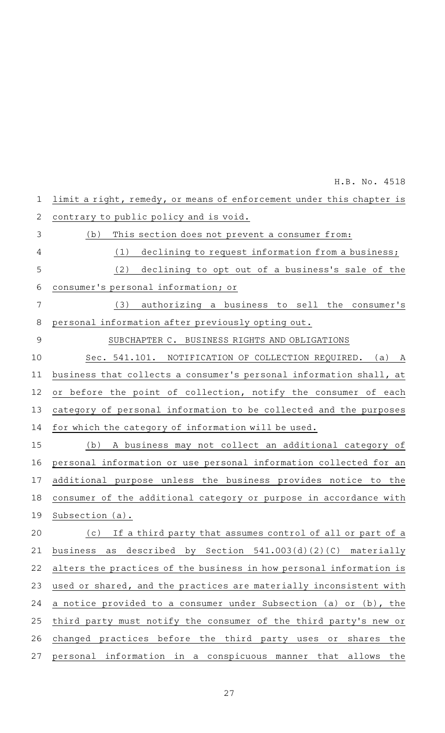limit a right, remedy, or means of enforcement under this chapter is contrary to public policy and is void.

(b) This section does not prevent a consumer from:

(1) declining to request information from a business;

(2) declining to opt out of a business's sale of the consumer's personal information; or

(3) authorizing a business to sell the consumer's personal information after previously opting out.

## SUBCHAPTER C. BUSINESS RIGHTS AND OBLIGATIONS

Sec. 541.101. NOTIFICATION OF COLLECTION REQUIRED. (a) A business that collects a consumer's personal information shall, at or before the point of collection, notify the consumer of each category of personal information to be collected and the purposes for which the category of information will be used.

(b) A business may not collect an additional category of personal information or use personal information collected for an additional purpose unless the business provides notice to the consumer of the additional category or purpose in accordance with Subsection (a).

(c) If a third party that assumes control of all or part of a business as described by Section 541.003(d)(2)(C) materially alters the practices of the business in how personal information is used or shared, and the practices are materially inconsistent with a notice provided to a consumer under Subsection (a) or (b), the third party must notify the consumer of the third party's new or changed practices before the third party uses or shares the personal information in a conspicuous manner that allows the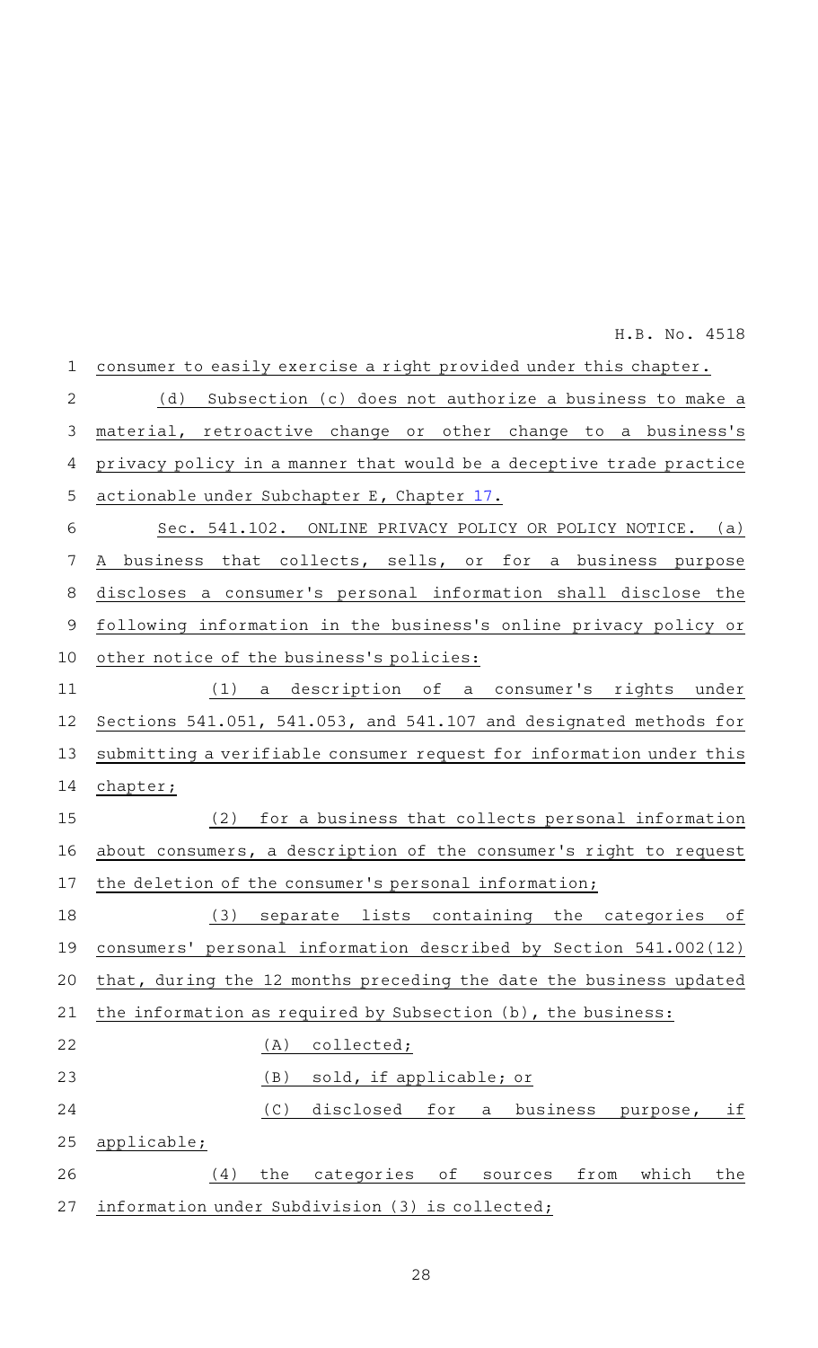consumer to easily exercise a right provided under this chapter.

(d) Subsection (c) does not authorize a business to make a material, retroactive change or other change to a business's privacy policy in a manner that would be a deceptive trade practice actionable under Subchapter E, Chapter 17.

Sec. 541.102. ONLINE PRIVACY POLICY OR POLICY NOTICE. (a) A business that collects, sells, or for a business purpose discloses a consumer's personal information shall disclose the following information in the business's online privacy policy or other notice of the business's policies:

(1) a description of a consumer's rights under Sections 541.051, 541.053, and 541.107 and designated methods for submitting a verifiable consumer request for information under this chapter;

(2) for a business that collects personal information about consumers, a description of the consumer's right to request the deletion of the consumer's personal information;

(3) separate lists containing the categories of consumers' personal information described by Section 541.002(12) that, during the 12 months preceding the date the business updated the information as required by Subsection (b), the business:

(A) collected;

(B) sold, if applicable; or

(C) disclosed for a business purpose, if applicable;

(4) the categories of sources from which the information under Subdivision (3) is collected;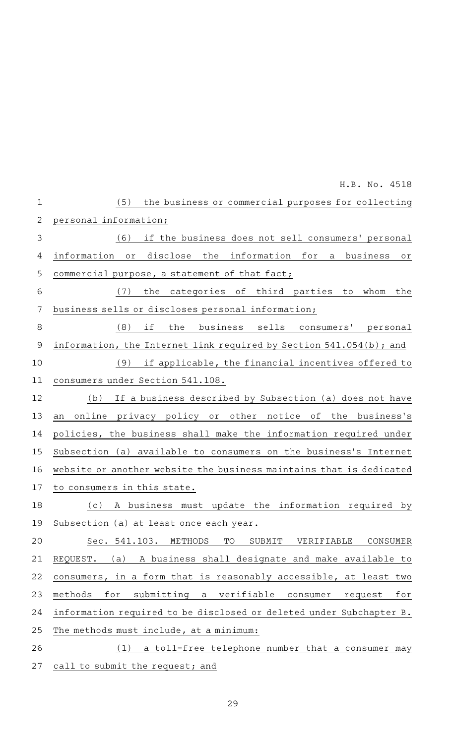(5) the business or commercial purposes for collecting personal information;

(6) if the business does not sell consumers' personal information or disclose the information for a business or commercial purpose, a statement of that fact;

(7) the categories of third parties to whom the business sells or discloses personal information;

(8) if the business sells consumers' personal information, the Internet link required by Section 541.054(b); and

(9) if applicable, the financial incentives offered to consumers under Section 541.108.

(b) If a business described by Subsection (a) does not have an online privacy policy or other notice of the business's policies, the business shall make the information required under Subsection (a) available to consumers on the business's Internet website or another website the business maintains that is dedicated to consumers in this state.

(c) A business must update the information required by Subsection (a) at least once each year.

Sec. 541.103. METHODS TO SUBMIT VERIFIABLE CONSUMER REQUEST. (a) A business shall designate and make available to consumers, in a form that is reasonably accessible, at least two methods for submitting a verifiable consumer request for information required to be disclosed or deleted under Subchapter B. The methods must include, at a minimum:

(1) a toll-free telephone number that a consumer may call to submit the request; and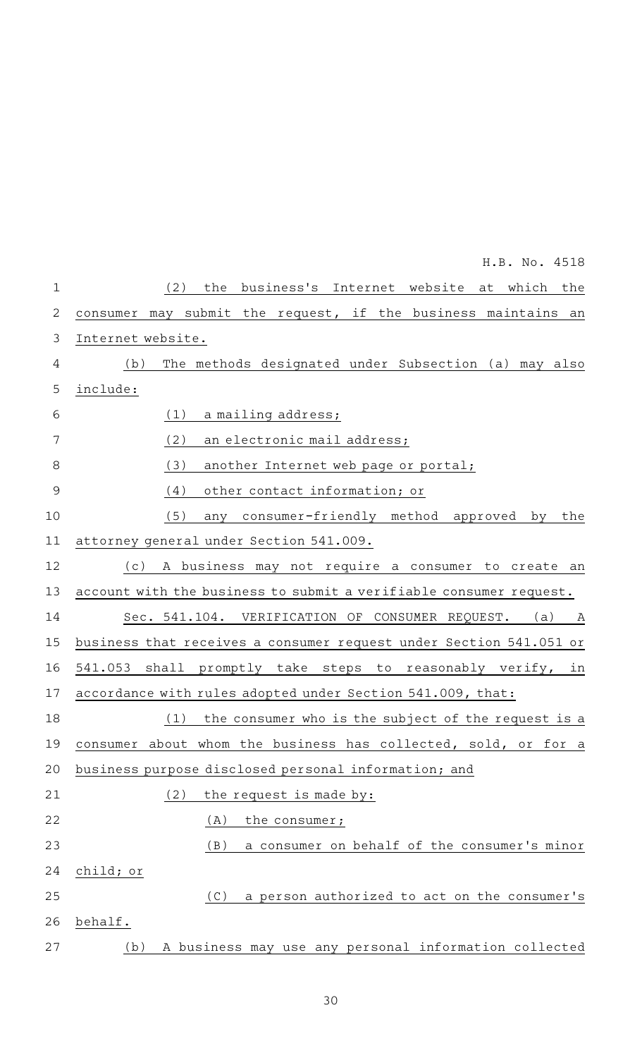(2) the business's Internet website at which the consumer may submit the request, if the business maintains an Internet website.

(b) The methods designated under Subsection (a) may also include:

(1) a mailing address;

(2) an electronic mail address;

(3) another Internet web page or portal;

(4) other contact information; or

(5) any consumer-friendly method approved by the attorney general under Section 541.009.

(c) A business may not require a consumer to create an account with the business to submit a verifiable consumer request.

Sec. 541.104. VERIFICATION OF CONSUMER REQUEST. (a) A business that receives a consumer request under Section 541.051 or 541.053 shall promptly take steps to reasonably verify, in accordance with rules adopted under Section 541.009, that:

(1) the consumer who is the subject of the request is a consumer about whom the business has collected, sold, or for a business purpose disclosed personal information; and

(2) the request is made by:

(A) the consumer;

(B) a consumer on behalf of the consumer's minor child; or

(C) a person authorized to act on the consumer's behalf.

(b) A business may use any personal information collected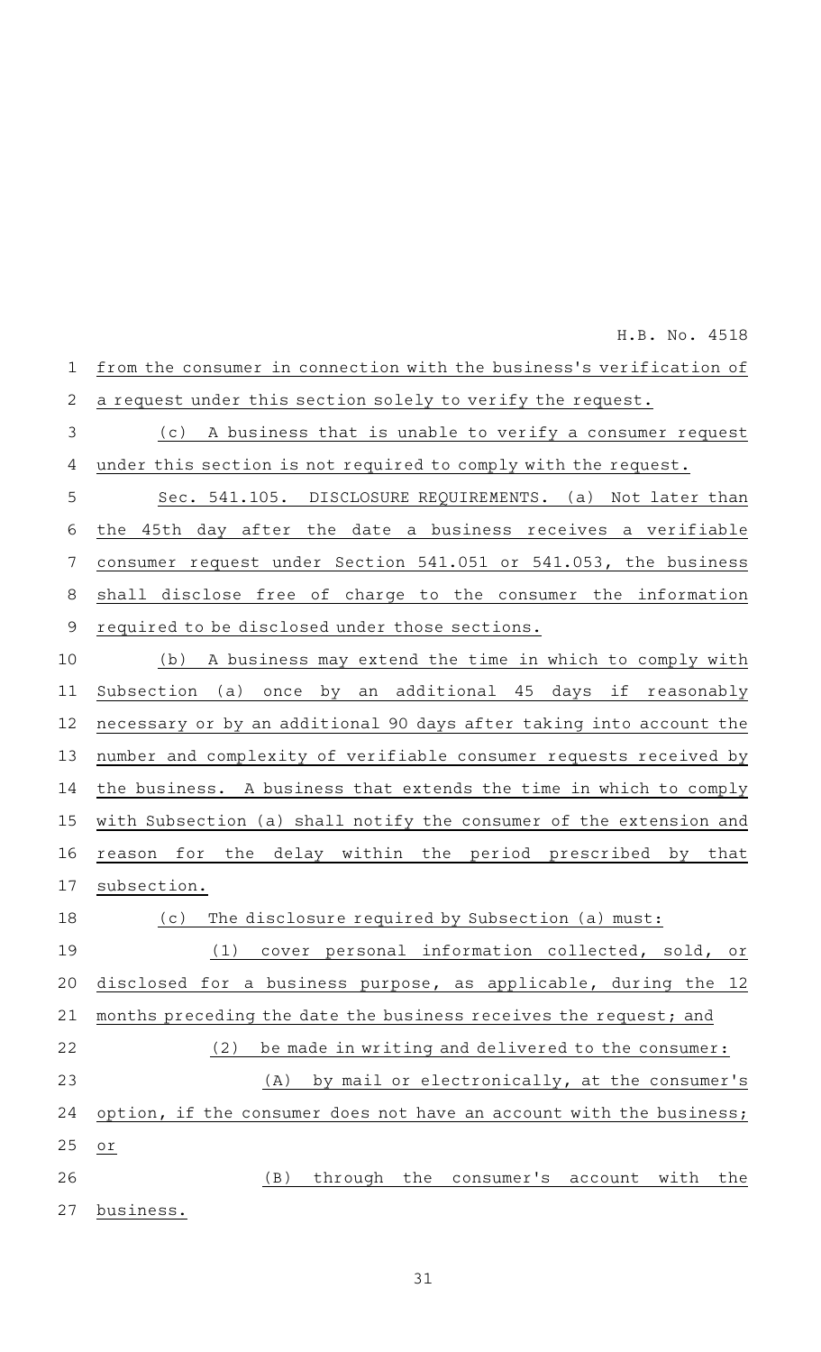from the consumer in connection with the business's verification of a request under this section solely to verify the request.

(c) A business that is unable to verify a consumer request under this section is not required to comply with the request.

Sec. 541.105. DISCLOSURE REQUIREMENTS. (a) Not later than the 45th day after the date a business receives a verifiable consumer request under Section 541.051 or 541.053, the business shall disclose free of charge to the consumer the information required to be disclosed under those sections.

(b) A business may extend the time in which to comply with Subsection (a) once by an additional 45 days if reasonably necessary or by an additional 90 days after taking into account the number and complexity of verifiable consumer requests received by the business. A business that extends the time in which to comply with Subsection (a) shall notify the consumer of the extension and reason for the delay within the period prescribed by that subsection.

(c) The disclosure required by Subsection (a) must:

(1) cover personal information collected, sold, or disclosed for a business purpose, as applicable, during the 12 months preceding the date the business receives the request; and

(2) be made in writing and delivered to the consumer:

(A) by mail or electronically, at the consumer's option, if the consumer does not have an account with the business; or

(B) through the consumer's account with the business.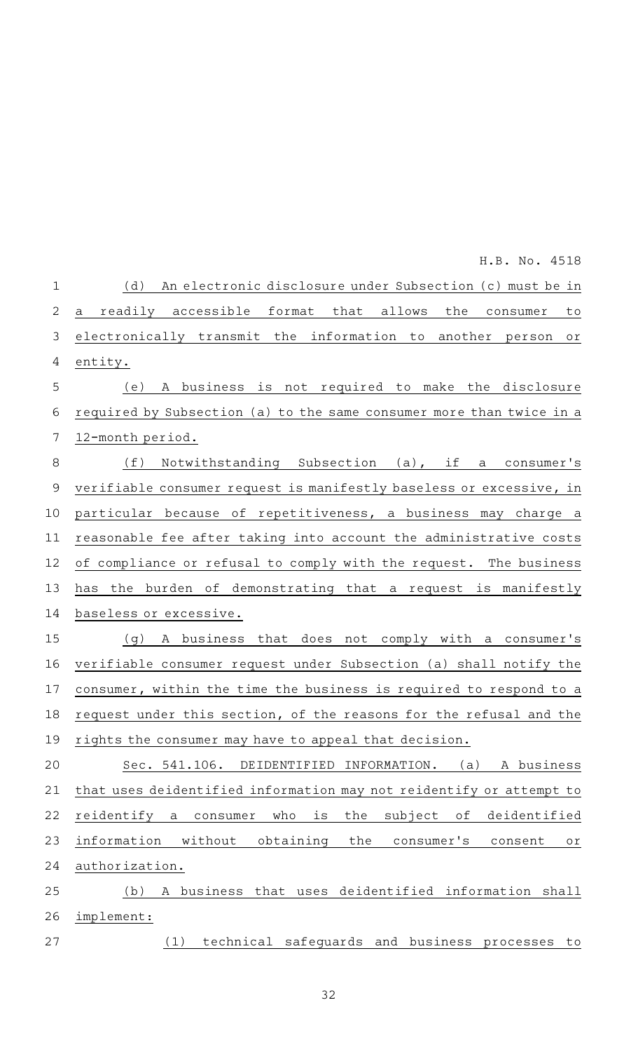(d) An electronic disclosure under Subsection (c) must be in a readily accessible format that allows the consumer to electronically transmit the information to another person or entity.

(e) A business is not required to make the disclosure required by Subsection (a) to the same consumer more than twice in a 12-month period.

(f) Notwithstanding Subsection (a), if a consumer's verifiable consumer request is manifestly baseless or excessive, in particular because of repetitiveness, a business may charge a reasonable fee after taking into account the administrative costs of compliance or refusal to comply with the request. The business has the burden of demonstrating that a request is manifestly baseless or excessive.

(g) A business that does not comply with a consumer's verifiable consumer request under Subsection (a) shall notify the consumer, within the time the business is required to respond to a request under this section, of the reasons for the refusal and the rights the consumer may have to appeal that decision.

Sec. 541.106. DEIDENTIFIED INFORMATION. (a) A business that uses deidentified information may not reidentify or attempt to reidentify a consumer who is the subject of deidentified information without obtaining the consumer's consent or authorization.

(b) A business that uses deidentified information shall implement:

(1) technical safeguards and business processes to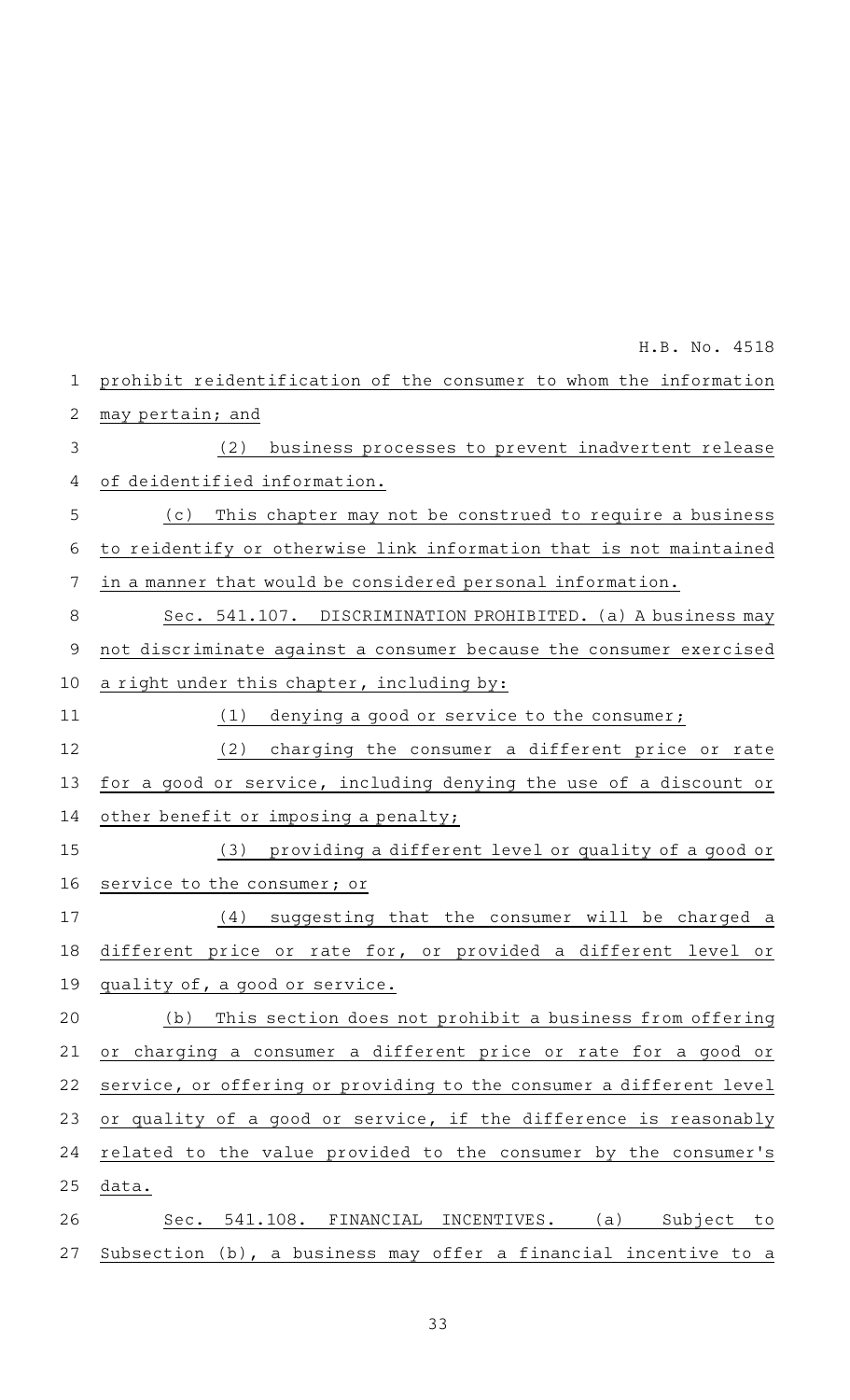prohibit reidentification of the consumer to whom the information may pertain; and

(2) business processes to prevent inadvertent release of deidentified information.

(c) This chapter may not be construed to require a business to reidentify or otherwise link information that is not maintained in a manner that would be considered personal information.

Sec. 541.107. DISCRIMINATION PROHIBITED. (a) A business may not discriminate against a consumer because the consumer exercised a right under this chapter, including by:

(1) denying a good or service to the consumer;

(2) charging the consumer a different price or rate for a good or service, including denying the use of a discount or other benefit or imposing a penalty;

(3) providing a different level or quality of a good or service to the consumer; or

(4) suggesting that the consumer will be charged a different price or rate for, or provided a different level or quality of, a good or service.

(b) This section does not prohibit a business from offering or charging a consumer a different price or rate for a good or service, or offering or providing to the consumer a different level or quality of a good or service, if the difference is reasonably related to the value provided to the consumer by the consumer's data.

Sec. 541.108. FINANCIAL INCENTIVES. (a) Subject to Subsection (b), a business may offer a financial incentive to a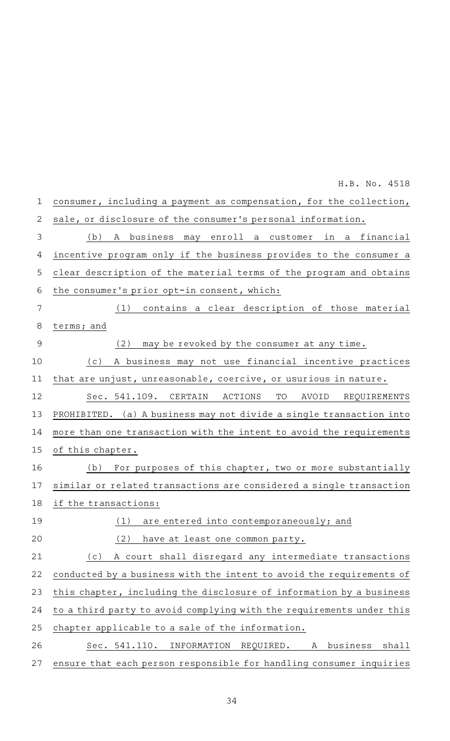consumer, including a payment as compensation, for the collection, sale, or disclosure of the consumer's personal information.

(b) A business may enroll a customer in a financial incentive program only if the business provides to the consumer a clear description of the material terms of the program and obtains the consumer's prior opt-in consent, which:

(1) contains a clear description of those material terms; and

(2) may be revoked by the consumer at any time.

(c) A business may not use financial incentive practices that are unjust, unreasonable, coercive, or usurious in nature.

Sec. 541.109. CERTAIN ACTIONS TO AVOID REQUIREMENTS PROHIBITED. (a) A business may not divide a single transaction into more than one transaction with the intent to avoid the requirements of this chapter.

(b) For purposes of this chapter, two or more substantially similar or related transactions are considered a single transaction if the transactions:

(1) are entered into contemporaneously; and

(2) have at least one common party.

(c) A court shall disregard any intermediate transactions conducted by a business with the intent to avoid the requirements of this chapter, including the disclosure of information by a business to a third party to avoid complying with the requirements under this chapter applicable to a sale of the information.

Sec. 541.110. INFORMATION REQUIRED. A business shall ensure that each person responsible for handling consumer inquiries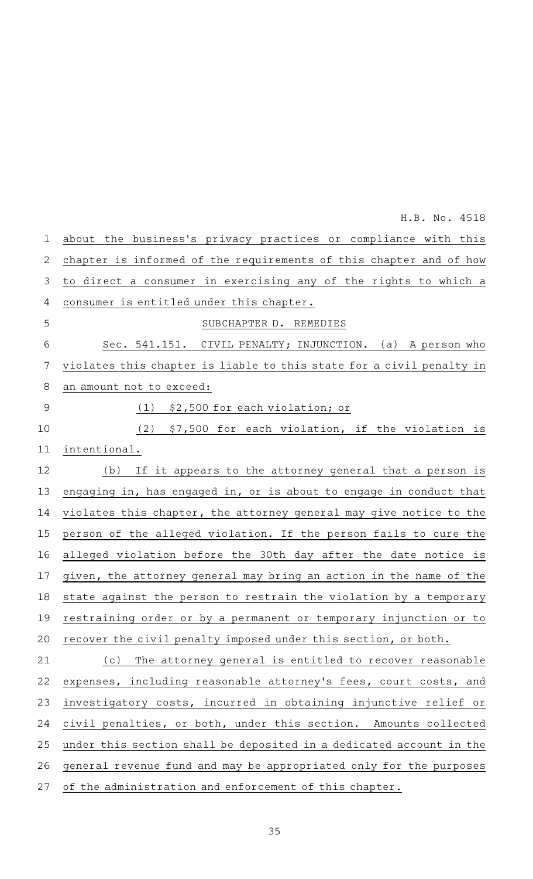about the business's privacy practices or compliance with this chapter is informed of the requirements of this chapter and of how to direct a consumer in exercising any of the rights to which a consumer is entitled under this chapter.

## SUBCHAPTER D. REMEDIES

Sec. 541.151. CIVIL PENALTY; INJUNCTION. (a) A person who violates this chapter is liable to this state for a civil penalty in an amount not to exceed:

(1) $2,500 for each violation; or

(2) $7,500 for each violation, if the violation is intentional.

(b) If it appears to the attorney general that a person is engaging in, has engaged in, or is about to engage in conduct that violates this chapter, the attorney general may give notice to the person of the alleged violation. If the person fails to cure the alleged violation before the 30th day after the date notice is given, the attorney general may bring an action in the name of the state against the person to restrain the violation by a temporary restraining order or by a permanent or temporary injunction or to recover the civil penalty imposed under this section, or both.

(c) The attorney general is entitled to recover reasonable expenses, including reasonable attorney's fees, court costs, and investigatory costs, incurred in obtaining injunctive relief or civil penalties, or both, under this section. Amounts collected under this section shall be deposited in a dedicated account in the general revenue fund and may be appropriated only for the purposes of the administration and enforcement of this chapter.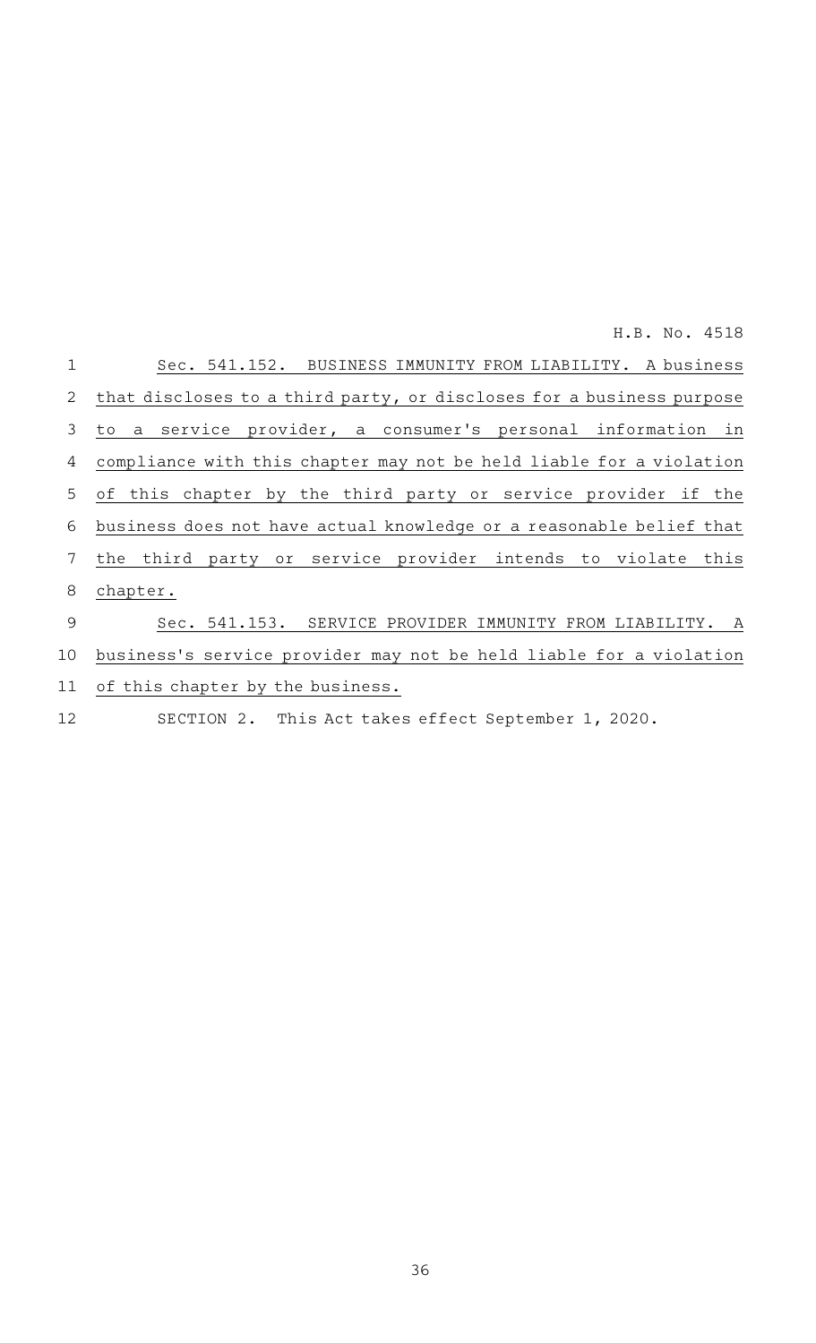Sec. 541.152. BUSINESS IMMUNITY FROM LIABILITY. A business that discloses to a third party, or discloses for a business purpose to a service provider, a consumer's personal information in compliance with this chapter may not be held liable for a violation of this chapter by the third party or service provider if the business does not have actual knowledge or a reasonable belief that the third party or service provider intends to violate this chapter.

Sec. 541.153. SERVICE PROVIDER IMMUNITY FROM LIABILITY. A business's service provider may not be held liable for a violation of this chapter by the business.

SECTION 2. This Act takes effect September 1, 2020.